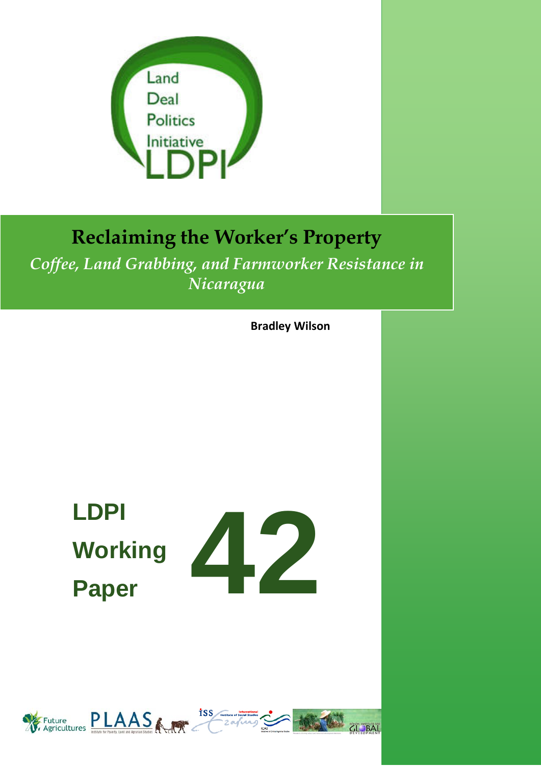Land Deal Politics Initiative

LDPI

# Reclaiming the Worker's Property

*Coffee, Land Grabbing, and Farmworker Resistance in Nicaragua*

**Bradley Wilson**

## LDPI Working Paper 42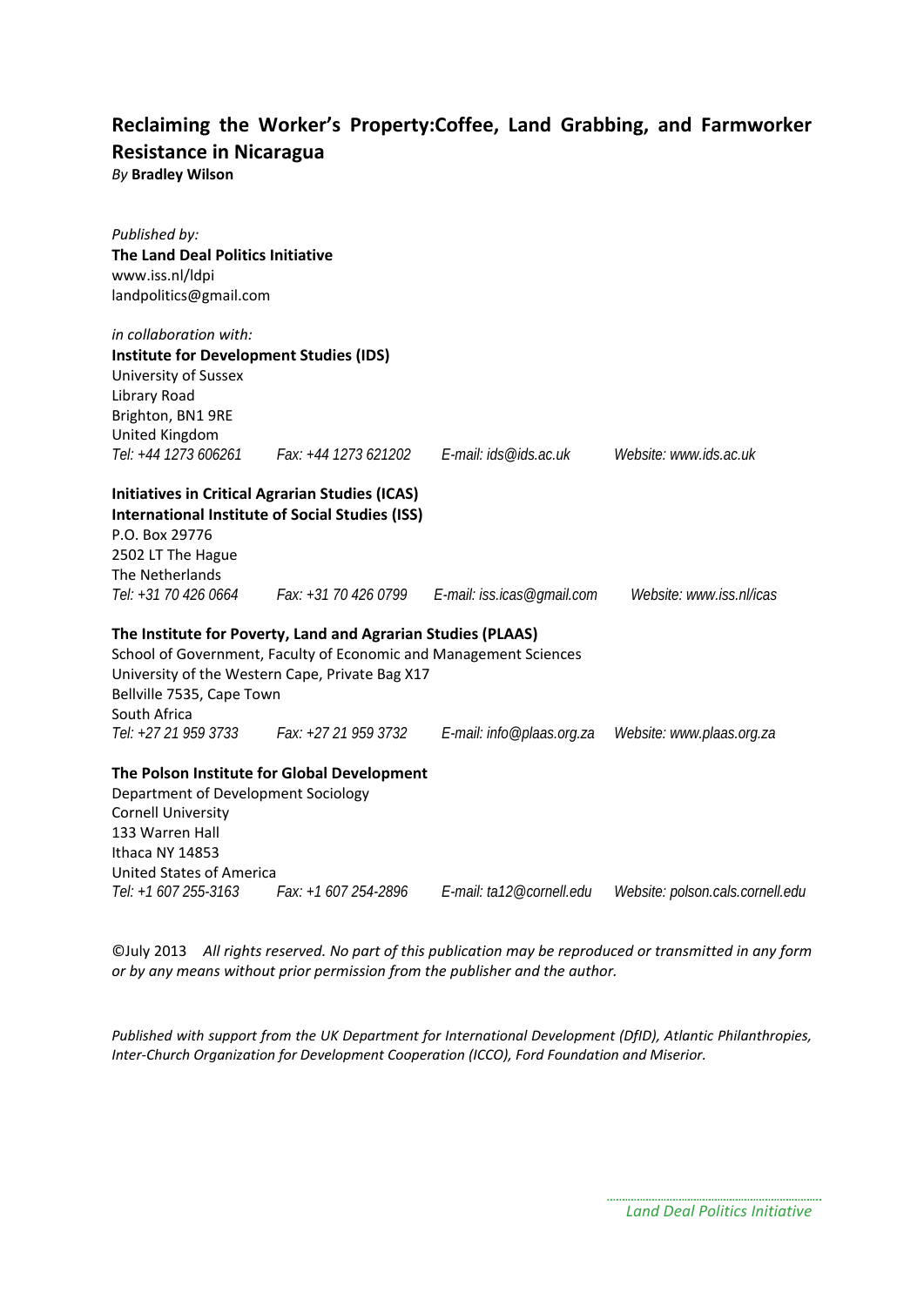# Reclaiming the Worker's Property:Coffee, Land Grabbing, and Farmworker Resistance in Nicaragua

*By* **Bradley Wilson**

*Published by:*
**The Land Deal Politics Initiative**
www.iss.nl/ldpi
landpolitics@gmail.com

*in collaboration with:*
**Institute for Development Studies (IDS)**
University of Sussex
Library Road
Brighton, BN1 9RE
United Kingdom
*Tel: +44 1273 606261    Fax: +44 1273 621202    E-mail: ids@ids.ac.uk    Website: www.ids.ac.uk*

**Initiatives in Critical Agrarian Studies (ICAS)**
**International Institute of Social Studies (ISS)**
P.O. Box 29776
2502 LT The Hague
The Netherlands
*Tel: +31 70 426 0664    Fax: +31 70 426 0799    E-mail: iss.icas@gmail.com    Website: www.iss.nl/icas*

**The Institute for Poverty, Land and Agrarian Studies (PLAAS)**
School of Government, Faculty of Economic and Management Sciences
University of the Western Cape, Private Bag X17
Bellville 7535, Cape Town
South Africa
*Tel: +27 21 959 3733    Fax: +27 21 959 3732    E-mail: info@plaas.org.za    Website: www.plaas.org.za*

**The Polson Institute for Global Development**
Department of Development Sociology
Cornell University
133 Warren Hall
Ithaca NY 14853
United States of America
*Tel: +1 607 255-3163    Fax: +1 607 254-2896    E-mail: ta12@cornell.edu    Website: polson.cals.cornell.edu*

©July 2013 *All rights reserved. No part of this publication may be reproduced or transmitted in any form or by any means without prior permission from the publisher and the author.*

*Published with support from the UK Department for International Development (DfID), Atlantic Philanthropies, Inter-Church Organization for Development Cooperation (ICCO), Ford Foundation and Miserior.*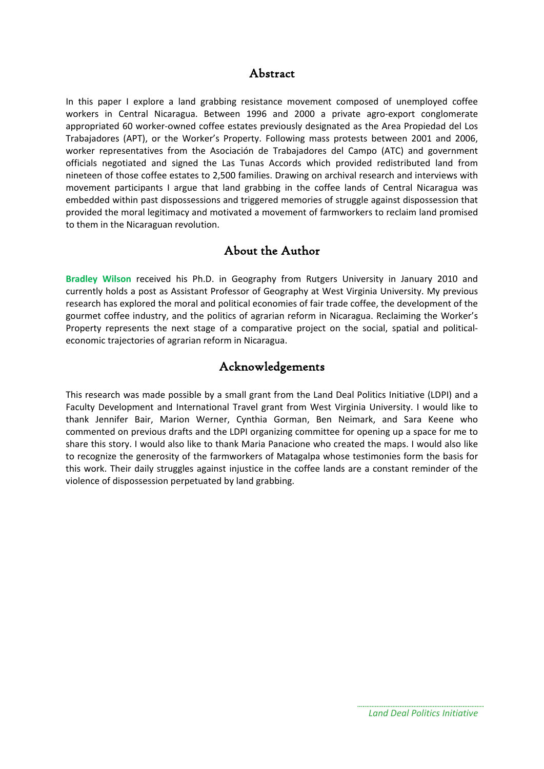## Abstract

In this paper I explore a land grabbing resistance movement composed of unemployed coffee workers in Central Nicaragua. Between 1996 and 2000 a private agro-export conglomerate appropriated 60 worker-owned coffee estates previously designated as the Area Propiedad del Los Trabajadores (APT), or the Worker's Property. Following mass protests between 2001 and 2006, worker representatives from the Asociación de Trabajadores del Campo (ATC) and government officials negotiated and signed the Las Tunas Accords which provided redistributed land from nineteen of those coffee estates to 2,500 families. Drawing on archival research and interviews with movement participants I argue that land grabbing in the coffee lands of Central Nicaragua was embedded within past dispossessions and triggered memories of struggle against dispossession that provided the moral legitimacy and motivated a movement of farmworkers to reclaim land promised to them in the Nicaraguan revolution.

## About the Author

**Bradley Wilson** received his Ph.D. in Geography from Rutgers University in January 2010 and currently holds a post as Assistant Professor of Geography at West Virginia University. My previous research has explored the moral and political economies of fair trade coffee, the development of the gourmet coffee industry, and the politics of agrarian reform in Nicaragua. Reclaiming the Worker's Property represents the next stage of a comparative project on the social, spatial and political-economic trajectories of agrarian reform in Nicaragua.

## Acknowledgements

This research was made possible by a small grant from the Land Deal Politics Initiative (LDPI) and a Faculty Development and International Travel grant from West Virginia University. I would like to thank Jennifer Bair, Marion Werner, Cynthia Gorman, Ben Neimark, and Sara Keene who commented on previous drafts and the LDPI organizing committee for opening up a space for me to share this story. I would also like to thank Maria Panacione who created the maps. I would also like to recognize the generosity of the farmworkers of Matagalpa whose testimonies form the basis for this work. Their daily struggles against injustice in the coffee lands are a constant reminder of the violence of dispossession perpetuated by land grabbing.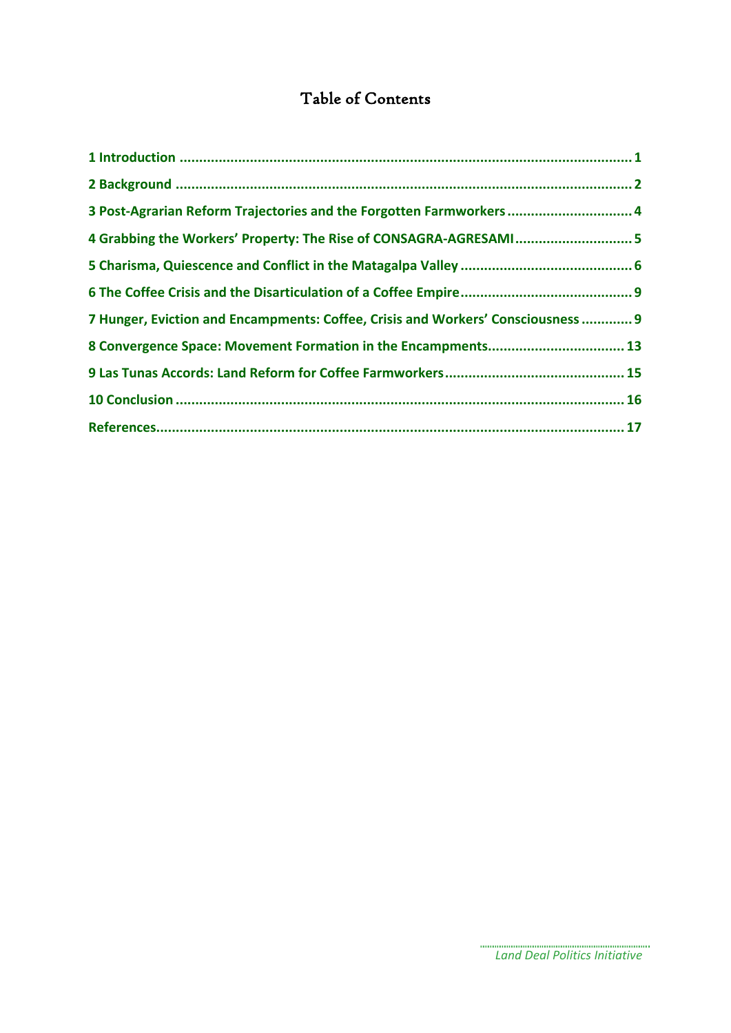# Table of Contents

1 Introduction .................................................................................................................. 1

2 Background .................................................................................................................. 2

3 Post-Agrarian Reform Trajectories and the Forgotten Farmworkers ................................ 4

4 Grabbing the Workers' Property: The Rise of CONSAGRA-AGRESAMI ............................. 5

5 Charisma, Quiescence and Conflict in the Matagalpa Valley ............................................ 6

6 The Coffee Crisis and the Disarticulation of a Coffee Empire ........................................... 9

7 Hunger, Eviction and Encampments: Coffee, Crisis and Workers' Consciousness ............. 9

8 Convergence Space: Movement Formation in the Encampments .................................. 13

9 Las Tunas Accords: Land Reform for Coffee Farmworkers ............................................. 15

10 Conclusion ................................................................................................................. 16

References ...................................................................................................................... 17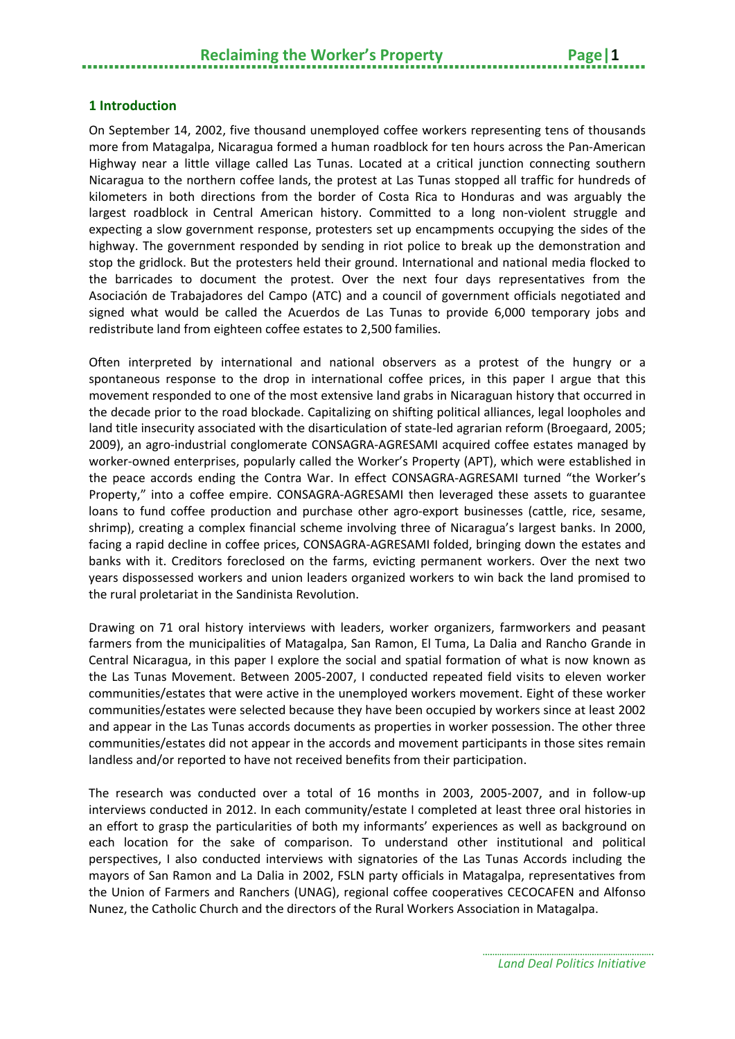## 1 Introduction

On September 14, 2002, five thousand unemployed coffee workers representing tens of thousands more from Matagalpa, Nicaragua formed a human roadblock for ten hours across the Pan-American Highway near a little village called Las Tunas. Located at a critical junction connecting southern Nicaragua to the northern coffee lands, the protest at Las Tunas stopped all traffic for hundreds of kilometers in both directions from the border of Costa Rica to Honduras and was arguably the largest roadblock in Central American history. Committed to a long non-violent struggle and expecting a slow government response, protesters set up encampments occupying the sides of the highway. The government responded by sending in riot police to break up the demonstration and stop the gridlock. But the protesters held their ground. International and national media flocked to the barricades to document the protest. Over the next four days representatives from the Asociación de Trabajadores del Campo (ATC) and a council of government officials negotiated and signed what would be called the Acuerdos de Las Tunas to provide 6,000 temporary jobs and redistribute land from eighteen coffee estates to 2,500 families.

Often interpreted by international and national observers as a protest of the hungry or a spontaneous response to the drop in international coffee prices, in this paper I argue that this movement responded to one of the most extensive land grabs in Nicaraguan history that occurred in the decade prior to the road blockade. Capitalizing on shifting political alliances, legal loopholes and land title insecurity associated with the disarticulation of state-led agrarian reform (Broegaard, 2005; 2009), an agro-industrial conglomerate CONSAGRA-AGRESAMI acquired coffee estates managed by worker-owned enterprises, popularly called the Worker's Property (APT), which were established in the peace accords ending the Contra War. In effect CONSAGRA-AGRESAMI turned "the Worker's Property," into a coffee empire. CONSAGRA-AGRESAMI then leveraged these assets to guarantee loans to fund coffee production and purchase other agro-export businesses (cattle, rice, sesame, shrimp), creating a complex financial scheme involving three of Nicaragua's largest banks. In 2000, facing a rapid decline in coffee prices, CONSAGRA-AGRESAMI folded, bringing down the estates and banks with it. Creditors foreclosed on the farms, evicting permanent workers. Over the next two years dispossessed workers and union leaders organized workers to win back the land promised to the rural proletariat in the Sandinista Revolution.

Drawing on 71 oral history interviews with leaders, worker organizers, farmworkers and peasant farmers from the municipalities of Matagalpa, San Ramon, El Tuma, La Dalia and Rancho Grande in Central Nicaragua, in this paper I explore the social and spatial formation of what is now known as the Las Tunas Movement. Between 2005-2007, I conducted repeated field visits to eleven worker communities/estates that were active in the unemployed workers movement. Eight of these worker communities/estates were selected because they have been occupied by workers since at least 2002 and appear in the Las Tunas accords documents as properties in worker possession. The other three communities/estates did not appear in the accords and movement participants in those sites remain landless and/or reported to have not received benefits from their participation.

The research was conducted over a total of 16 months in 2003, 2005-2007, and in follow-up interviews conducted in 2012. In each community/estate I completed at least three oral histories in an effort to grasp the particularities of both my informants' experiences as well as background on each location for the sake of comparison. To understand other institutional and political perspectives, I also conducted interviews with signatories of the Las Tunas Accords including the mayors of San Ramon and La Dalia in 2002, FSLN party officials in Matagalpa, representatives from the Union of Farmers and Ranchers (UNAG), regional coffee cooperatives CECOCAFEN and Alfonso Nunez, the Catholic Church and the directors of the Rural Workers Association in Matagalpa.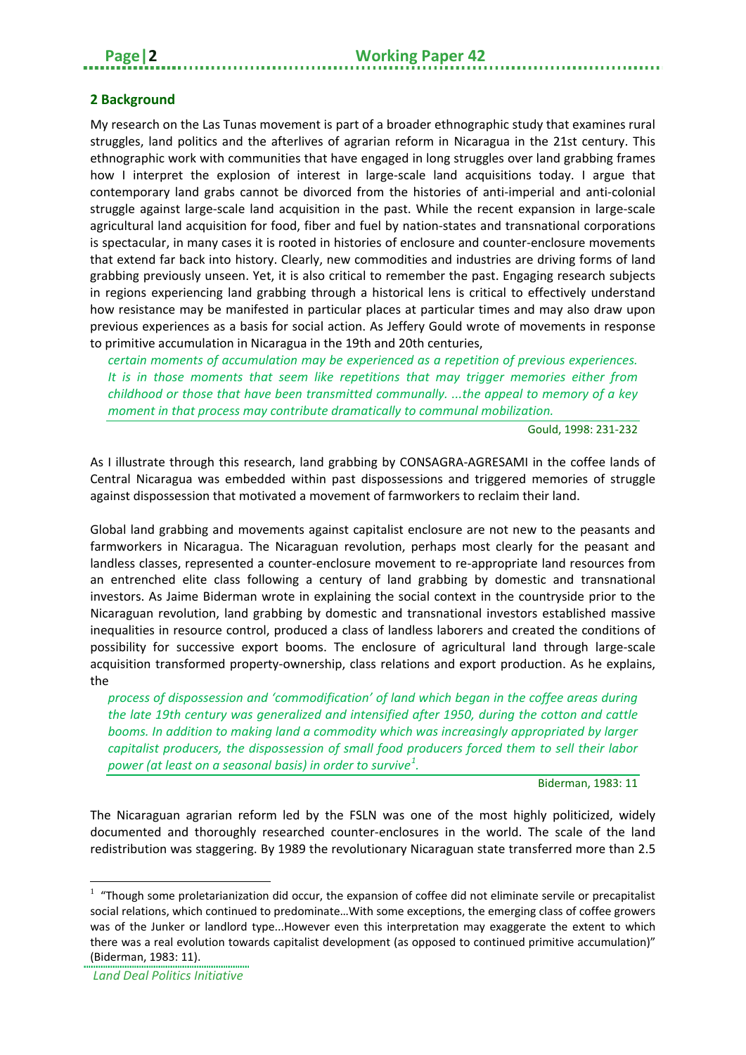## 2 Background

My research on the Las Tunas movement is part of a broader ethnographic study that examines rural struggles, land politics and the afterlives of agrarian reform in Nicaragua in the 21st century. This ethnographic work with communities that have engaged in long struggles over land grabbing frames how I interpret the explosion of interest in large-scale land acquisitions today. I argue that contemporary land grabs cannot be divorced from the histories of anti-imperial and anti-colonial struggle against large-scale land acquisition in the past. While the recent expansion in large-scale agricultural land acquisition for food, fiber and fuel by nation-states and transnational corporations is spectacular, in many cases it is rooted in histories of enclosure and counter-enclosure movements that extend far back into history. Clearly, new commodities and industries are driving forms of land grabbing previously unseen. Yet, it is also critical to remember the past. Engaging research subjects in regions experiencing land grabbing through a historical lens is critical to effectively understand how resistance may be manifested in particular places at particular times and may also draw upon previous experiences as a basis for social action. As Jeffery Gould wrote of movements in response to primitive accumulation in Nicaragua in the 19th and 20th centuries,

> *certain moments of accumulation may be experienced as a repetition of previous experiences. It is in those moments that seem like repetitions that may trigger memories either from childhood or those that have been transmitted communally. ...the appeal to memory of a key moment in that process may contribute dramatically to communal mobilization.*
>
> Gould, 1998: 231-232

As I illustrate through this research, land grabbing by CONSAGRA-AGRESAMI in the coffee lands of Central Nicaragua was embedded within past dispossessions and triggered memories of struggle against dispossession that motivated a movement of farmworkers to reclaim their land.

Global land grabbing and movements against capitalist enclosure are not new to the peasants and farmworkers in Nicaragua. The Nicaraguan revolution, perhaps most clearly for the peasant and landless classes, represented a counter-enclosure movement to re-appropriate land resources from an entrenched elite class following a century of land grabbing by domestic and transnational investors. As Jaime Biderman wrote in explaining the social context in the countryside prior to the Nicaraguan revolution, land grabbing by domestic and transnational investors established massive inequalities in resource control, produced a class of landless laborers and created the conditions of possibility for successive export booms. The enclosure of agricultural land through large-scale acquisition transformed property-ownership, class relations and export production. As he explains, the

> *process of dispossession and 'commodification' of land which began in the coffee areas during the late 19th century was generalized and intensified after 1950, during the cotton and cattle booms. In addition to making land a commodity which was increasingly appropriated by larger capitalist producers, the dispossession of small food producers forced them to sell their labor power (at least on a seasonal basis) in order to survive[1].*
>
> Biderman, 1983: 11

The Nicaraguan agrarian reform led by the FSLN was one of the most highly politicized, widely documented and thoroughly researched counter-enclosures in the world. The scale of the land redistribution was staggering. By 1989 the revolutionary Nicaraguan state transferred more than 2.5

[1] "Though some proletarianization did occur, the expansion of coffee did not eliminate servile or precapitalist social relations, which continued to predominate…With some exceptions, the emerging class of coffee growers was of the Junker or landlord type...However even this interpretation may exaggerate the extent to which there was a real evolution towards capitalist development (as opposed to continued primitive accumulation)" (Biderman, 1983: 11).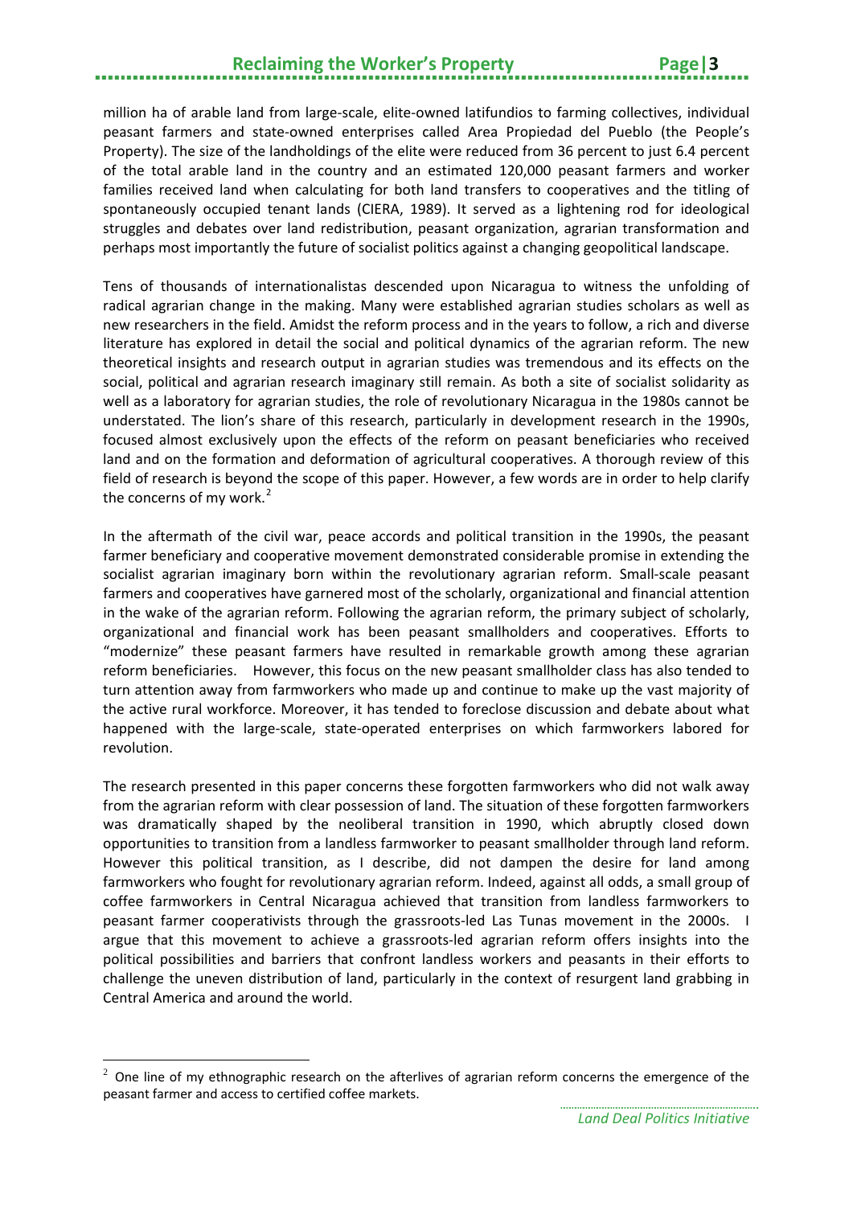million ha of arable land from large-scale, elite-owned latifundios to farming collectives, individual peasant farmers and state-owned enterprises called Area Propiedad del Pueblo (the People's Property). The size of the landholdings of the elite were reduced from 36 percent to just 6.4 percent of the total arable land in the country and an estimated 120,000 peasant farmers and worker families received land when calculating for both land transfers to cooperatives and the titling of spontaneously occupied tenant lands (CIERA, 1989). It served as a lightening rod for ideological struggles and debates over land redistribution, peasant organization, agrarian transformation and perhaps most importantly the future of socialist politics against a changing geopolitical landscape.

Tens of thousands of internationalistas descended upon Nicaragua to witness the unfolding of radical agrarian change in the making. Many were established agrarian studies scholars as well as new researchers in the field. Amidst the reform process and in the years to follow, a rich and diverse literature has explored in detail the social and political dynamics of the agrarian reform. The new theoretical insights and research output in agrarian studies was tremendous and its effects on the social, political and agrarian research imaginary still remain. As both a site of socialist solidarity as well as a laboratory for agrarian studies, the role of revolutionary Nicaragua in the 1980s cannot be understated. The lion's share of this research, particularly in development research in the 1990s, focused almost exclusively upon the effects of the reform on peasant beneficiaries who received land and on the formation and deformation of agricultural cooperatives. A thorough review of this field of research is beyond the scope of this paper. However, a few words are in order to help clarify the concerns of my work.[2]

In the aftermath of the civil war, peace accords and political transition in the 1990s, the peasant farmer beneficiary and cooperative movement demonstrated considerable promise in extending the socialist agrarian imaginary born within the revolutionary agrarian reform. Small-scale peasant farmers and cooperatives have garnered most of the scholarly, organizational and financial attention in the wake of the agrarian reform. Following the agrarian reform, the primary subject of scholarly, organizational and financial work has been peasant smallholders and cooperatives. Efforts to "modernize" these peasant farmers have resulted in remarkable growth among these agrarian reform beneficiaries. However, this focus on the new peasant smallholder class has also tended to turn attention away from farmworkers who made up and continue to make up the vast majority of the active rural workforce. Moreover, it has tended to foreclose discussion and debate about what happened with the large-scale, state-operated enterprises on which farmworkers labored for revolution.

The research presented in this paper concerns these forgotten farmworkers who did not walk away from the agrarian reform with clear possession of land. The situation of these forgotten farmworkers was dramatically shaped by the neoliberal transition in 1990, which abruptly closed down opportunities to transition from a landless farmworker to peasant smallholder through land reform. However this political transition, as I describe, did not dampen the desire for land among farmworkers who fought for revolutionary agrarian reform. Indeed, against all odds, a small group of coffee farmworkers in Central Nicaragua achieved that transition from landless farmworkers to peasant farmer cooperativists through the grassroots-led Las Tunas movement in the 2000s. I argue that this movement to achieve a grassroots-led agrarian reform offers insights into the political possibilities and barriers that confront landless workers and peasants in their efforts to challenge the uneven distribution of land, particularly in the context of resurgent land grabbing in Central America and around the world.

[2] One line of my ethnographic research on the afterlives of agrarian reform concerns the emergence of the peasant farmer and access to certified coffee markets.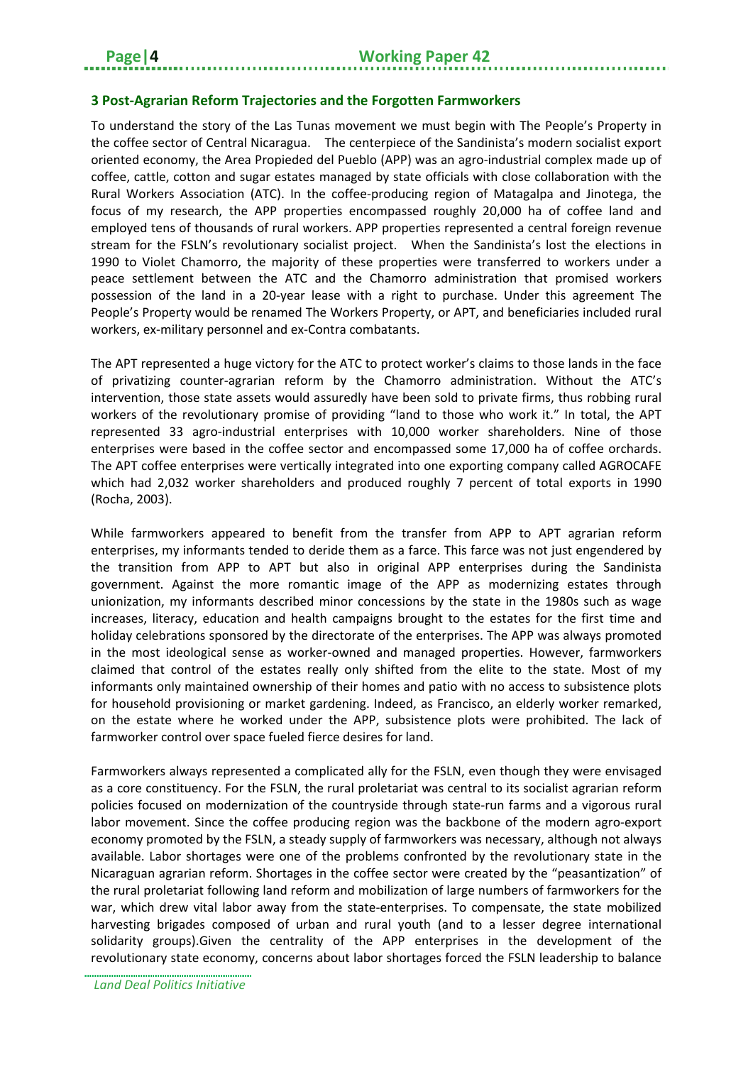## 3 Post-Agrarian Reform Trajectories and the Forgotten Farmworkers

To understand the story of the Las Tunas movement we must begin with The People's Property in the coffee sector of Central Nicaragua. The centerpiece of the Sandinista's modern socialist export oriented economy, the Area Propieded del Pueblo (APP) was an agro-industrial complex made up of coffee, cattle, cotton and sugar estates managed by state officials with close collaboration with the Rural Workers Association (ATC). In the coffee-producing region of Matagalpa and Jinotega, the focus of my research, the APP properties encompassed roughly 20,000 ha of coffee land and employed tens of thousands of rural workers. APP properties represented a central foreign revenue stream for the FSLN's revolutionary socialist project. When the Sandinista's lost the elections in 1990 to Violet Chamorro, the majority of these properties were transferred to workers under a peace settlement between the ATC and the Chamorro administration that promised workers possession of the land in a 20-year lease with a right to purchase. Under this agreement The People's Property would be renamed The Workers Property, or APT, and beneficiaries included rural workers, ex-military personnel and ex-Contra combatants.

The APT represented a huge victory for the ATC to protect worker's claims to those lands in the face of privatizing counter-agrarian reform by the Chamorro administration. Without the ATC's intervention, those state assets would assuredly have been sold to private firms, thus robbing rural workers of the revolutionary promise of providing "land to those who work it." In total, the APT represented 33 agro-industrial enterprises with 10,000 worker shareholders. Nine of those enterprises were based in the coffee sector and encompassed some 17,000 ha of coffee orchards. The APT coffee enterprises were vertically integrated into one exporting company called AGROCAFE which had 2,032 worker shareholders and produced roughly 7 percent of total exports in 1990 (Rocha, 2003).

While farmworkers appeared to benefit from the transfer from APP to APT agrarian reform enterprises, my informants tended to deride them as a farce. This farce was not just engendered by the transition from APP to APT but also in original APP enterprises during the Sandinista government. Against the more romantic image of the APP as modernizing estates through unionization, my informants described minor concessions by the state in the 1980s such as wage increases, literacy, education and health campaigns brought to the estates for the first time and holiday celebrations sponsored by the directorate of the enterprises. The APP was always promoted in the most ideological sense as worker-owned and managed properties. However, farmworkers claimed that control of the estates really only shifted from the elite to the state. Most of my informants only maintained ownership of their homes and patio with no access to subsistence plots for household provisioning or market gardening. Indeed, as Francisco, an elderly worker remarked, on the estate where he worked under the APP, subsistence plots were prohibited. The lack of farmworker control over space fueled fierce desires for land.

Farmworkers always represented a complicated ally for the FSLN, even though they were envisaged as a core constituency. For the FSLN, the rural proletariat was central to its socialist agrarian reform policies focused on modernization of the countryside through state-run farms and a vigorous rural labor movement. Since the coffee producing region was the backbone of the modern agro-export economy promoted by the FSLN, a steady supply of farmworkers was necessary, although not always available. Labor shortages were one of the problems confronted by the revolutionary state in the Nicaraguan agrarian reform. Shortages in the coffee sector were created by the "peasantization" of the rural proletariat following land reform and mobilization of large numbers of farmworkers for the war, which drew vital labor away from the state-enterprises. To compensate, the state mobilized harvesting brigades composed of urban and rural youth (and to a lesser degree international solidarity groups).Given the centrality of the APP enterprises in the development of the revolutionary state economy, concerns about labor shortages forced the FSLN leadership to balance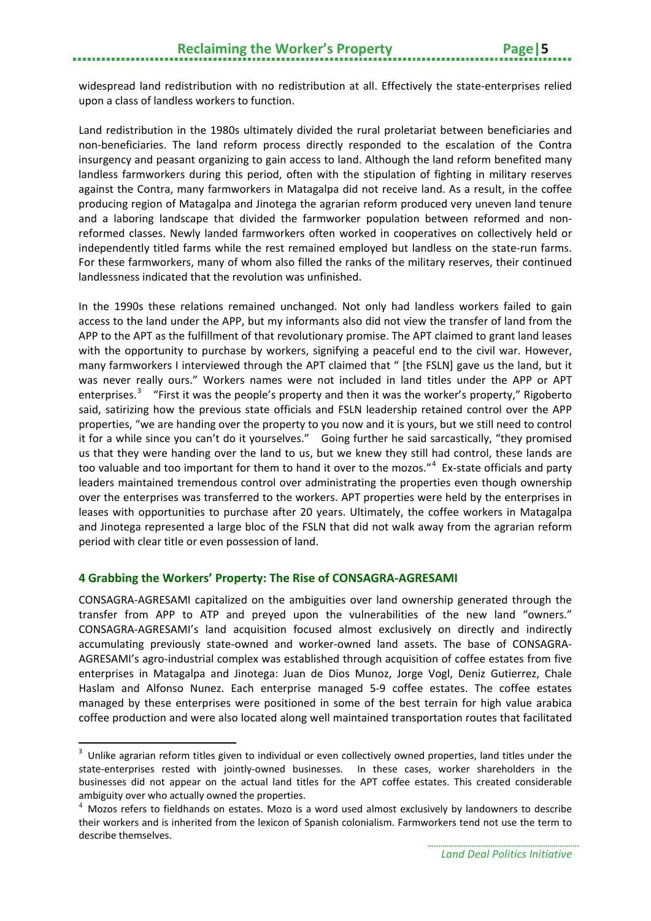widespread land redistribution with no redistribution at all. Effectively the state-enterprises relied upon a class of landless workers to function.

Land redistribution in the 1980s ultimately divided the rural proletariat between beneficiaries and non-beneficiaries. The land reform process directly responded to the escalation of the Contra insurgency and peasant organizing to gain access to land. Although the land reform benefited many landless farmworkers during this period, often with the stipulation of fighting in military reserves against the Contra, many farmworkers in Matagalpa did not receive land. As a result, in the coffee producing region of Matagalpa and Jinotega the agrarian reform produced very uneven land tenure and a laboring landscape that divided the farmworker population between reformed and non-reformed classes. Newly landed farmworkers often worked in cooperatives on collectively held or independently titled farms while the rest remained employed but landless on the state-run farms. For these farmworkers, many of whom also filled the ranks of the military reserves, their continued landlessness indicated that the revolution was unfinished.

In the 1990s these relations remained unchanged. Not only had landless workers failed to gain access to the land under the APP, but my informants also did not view the transfer of land from the APP to the APT as the fulfillment of that revolutionary promise. The APT claimed to grant land leases with the opportunity to purchase by workers, signifying a peaceful end to the civil war. However, many farmworkers I interviewed through the APT claimed that " [the FSLN] gave us the land, but it was never really ours." Workers names were not included in land titles under the APP or APT enterprises.[3] "First it was the people's property and then it was the worker's property," Rigoberto said, satirizing how the previous state officials and FSLN leadership retained control over the APP properties, "we are handing over the property to you now and it is yours, but we still need to control it for a while since you can't do it yourselves." Going further he said sarcastically, "they promised us that they were handing over the land to us, but we knew they still had control, these lands are too valuable and too important for them to hand it over to the mozos."[4] Ex-state officials and party leaders maintained tremendous control over administrating the properties even though ownership over the enterprises was transferred to the workers. APT properties were held by the enterprises in leases with opportunities to purchase after 20 years. Ultimately, the coffee workers in Matagalpa and Jinotega represented a large bloc of the FSLN that did not walk away from the agrarian reform period with clear title or even possession of land.

## 4 Grabbing the Workers' Property: The Rise of CONSAGRA-AGRESAMI

CONSAGRA-AGRESAMI capitalized on the ambiguities over land ownership generated through the transfer from APP to ATP and preyed upon the vulnerabilities of the new land "owners." CONSAGRA-AGRESAMI's land acquisition focused almost exclusively on directly and indirectly accumulating previously state-owned and worker-owned land assets. The base of CONSAGRA-AGRESAMI's agro-industrial complex was established through acquisition of coffee estates from five enterprises in Matagalpa and Jinotega: Juan de Dios Munoz, Jorge Vogl, Deniz Gutierrez, Chale Haslam and Alfonso Nunez. Each enterprise managed 5-9 coffee estates. The coffee estates managed by these enterprises were positioned in some of the best terrain for high value arabica coffee production and were also located along well maintained transportation routes that facilitated

---

[3] Unlike agrarian reform titles given to individual or even collectively owned properties, land titles under the state-enterprises rested with jointly-owned businesses. In these cases, worker shareholders in the businesses did not appear on the actual land titles for the APT coffee estates. This created considerable ambiguity over who actually owned the properties.

[4] Mozos refers to fieldhands on estates. Mozo is a word used almost exclusively by landowners to describe their workers and is inherited from the lexicon of Spanish colonialism. Farmworkers tend not use the term to describe themselves.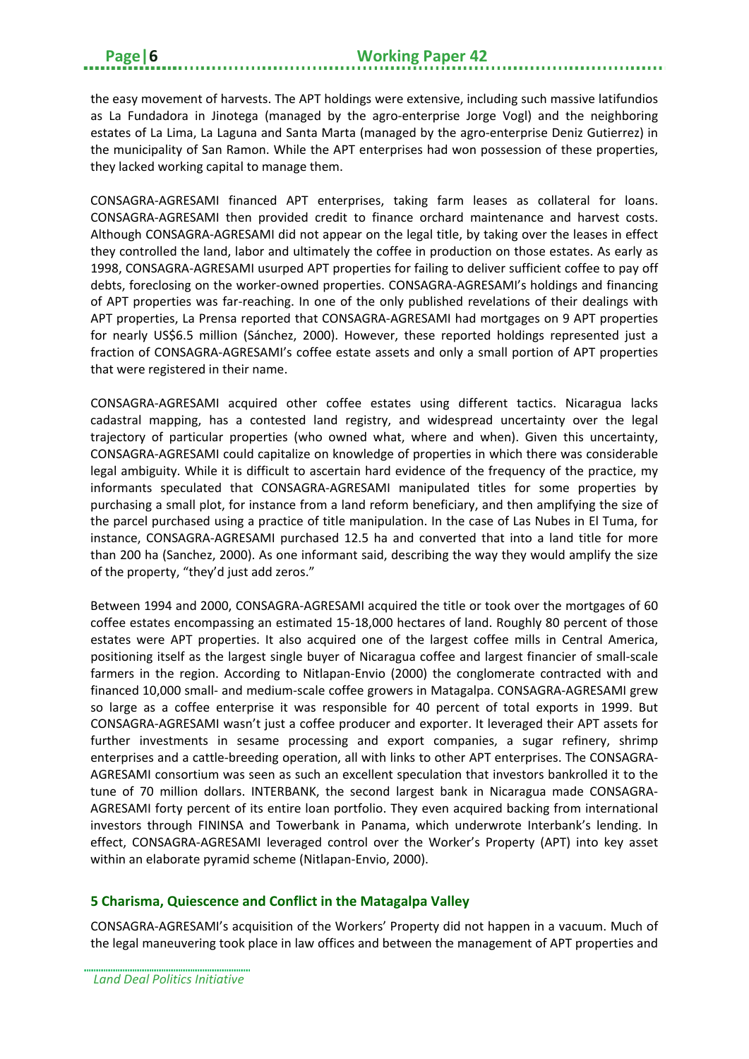the easy movement of harvests. The APT holdings were extensive, including such massive latifundios as La Fundadora in Jinotega (managed by the agro-enterprise Jorge Vogl) and the neighboring estates of La Lima, La Laguna and Santa Marta (managed by the agro-enterprise Deniz Gutierrez) in the municipality of San Ramon. While the APT enterprises had won possession of these properties, they lacked working capital to manage them.

CONSAGRA-AGRESAMI financed APT enterprises, taking farm leases as collateral for loans. CONSAGRA-AGRESAMI then provided credit to finance orchard maintenance and harvest costs. Although CONSAGRA-AGRESAMI did not appear on the legal title, by taking over the leases in effect they controlled the land, labor and ultimately the coffee in production on those estates. As early as 1998, CONSAGRA-AGRESAMI usurped APT properties for failing to deliver sufficient coffee to pay off debts, foreclosing on the worker-owned properties. CONSAGRA-AGRESAMI's holdings and financing of APT properties was far-reaching. In one of the only published revelations of their dealings with APT properties, La Prensa reported that CONSAGRA-AGRESAMI had mortgages on 9 APT properties for nearly US$6.5 million (Sánchez, 2000). However, these reported holdings represented just a fraction of CONSAGRA-AGRESAMI's coffee estate assets and only a small portion of APT properties that were registered in their name.

CONSAGRA-AGRESAMI acquired other coffee estates using different tactics. Nicaragua lacks cadastral mapping, has a contested land registry, and widespread uncertainty over the legal trajectory of particular properties (who owned what, where and when). Given this uncertainty, CONSAGRA-AGRESAMI could capitalize on knowledge of properties in which there was considerable legal ambiguity. While it is difficult to ascertain hard evidence of the frequency of the practice, my informants speculated that CONSAGRA-AGRESAMI manipulated titles for some properties by purchasing a small plot, for instance from a land reform beneficiary, and then amplifying the size of the parcel purchased using a practice of title manipulation. In the case of Las Nubes in El Tuma, for instance, CONSAGRA-AGRESAMI purchased 12.5 ha and converted that into a land title for more than 200 ha (Sanchez, 2000). As one informant said, describing the way they would amplify the size of the property, "they'd just add zeros."

Between 1994 and 2000, CONSAGRA-AGRESAMI acquired the title or took over the mortgages of 60 coffee estates encompassing an estimated 15-18,000 hectares of land. Roughly 80 percent of those estates were APT properties. It also acquired one of the largest coffee mills in Central America, positioning itself as the largest single buyer of Nicaragua coffee and largest financier of small-scale farmers in the region. According to Nitlapan-Envio (2000) the conglomerate contracted with and financed 10,000 small- and medium-scale coffee growers in Matagalpa. CONSAGRA-AGRESAMI grew so large as a coffee enterprise it was responsible for 40 percent of total exports in 1999. But CONSAGRA-AGRESAMI wasn't just a coffee producer and exporter. It leveraged their APT assets for further investments in sesame processing and export companies, a sugar refinery, shrimp enterprises and a cattle-breeding operation, all with links to other APT enterprises. The CONSAGRA-AGRESAMI consortium was seen as such an excellent speculation that investors bankrolled it to the tune of 70 million dollars. INTERBANK, the second largest bank in Nicaragua made CONSAGRA-AGRESAMI forty percent of its entire loan portfolio. They even acquired backing from international investors through FININSA and Towerbank in Panama, which underwrote Interbank's lending. In effect, CONSAGRA-AGRESAMI leveraged control over the Worker's Property (APT) into key asset within an elaborate pyramid scheme (Nitlapan-Envio, 2000).

## 5 Charisma, Quiescence and Conflict in the Matagalpa Valley

CONSAGRA-AGRESAMI's acquisition of the Workers' Property did not happen in a vacuum. Much of the legal maneuvering took place in law offices and between the management of APT properties and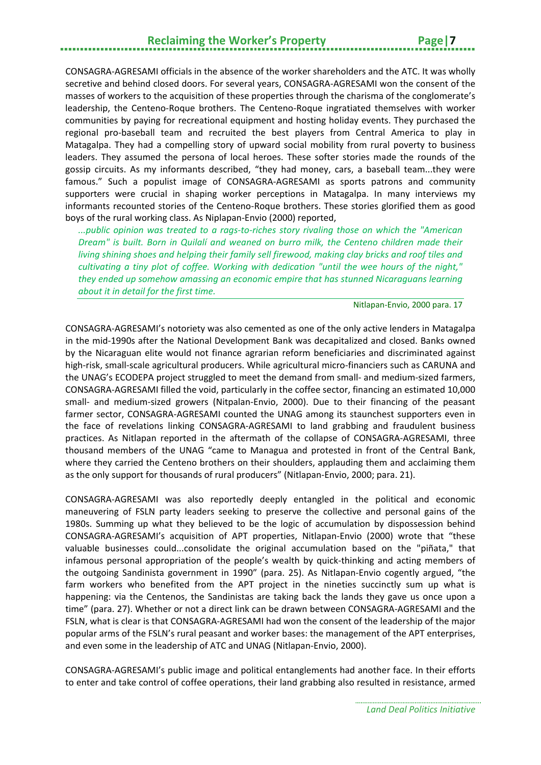CONSAGRA-AGRESAMI officials in the absence of the worker shareholders and the ATC. It was wholly secretive and behind closed doors. For several years, CONSAGRA-AGRESAMI won the consent of the masses of workers to the acquisition of these properties through the charisma of the conglomerate's leadership, the Centeno-Roque brothers. The Centeno-Roque ingratiated themselves with worker communities by paying for recreational equipment and hosting holiday events. They purchased the regional pro-baseball team and recruited the best players from Central America to play in Matagalpa. They had a compelling story of upward social mobility from rural poverty to business leaders. They assumed the persona of local heroes. These softer stories made the rounds of the gossip circuits. As my informants described, "they had money, cars, a baseball team...they were famous." Such a populist image of CONSAGRA-AGRESAMI as sports patrons and community supporters were crucial in shaping worker perceptions in Matagalpa. In many interviews my informants recounted stories of the Centeno-Roque brothers. These stories glorified them as good boys of the rural working class. As Niplapan-Envio (2000) reported,

> *...public opinion was treated to a rags-to-riches story rivaling those on which the "American Dream" is built. Born in Quilalí and weaned on burro milk, the Centeno children made their living shining shoes and helping their family sell firewood, making clay bricks and roof tiles and cultivating a tiny plot of coffee. Working with dedication "until the wee hours of the night," they ended up somehow amassing an economic empire that has stunned Nicaraguans learning about it in detail for the first time.*
>
> Nitlapan-Envio, 2000 para. 17

CONSAGRA-AGRESAMI's notoriety was also cemented as one of the only active lenders in Matagalpa in the mid-1990s after the National Development Bank was decapitalized and closed. Banks owned by the Nicaraguan elite would not finance agrarian reform beneficiaries and discriminated against high-risk, small-scale agricultural producers. While agricultural micro-financiers such as CARUNA and the UNAG's ECODEPA project struggled to meet the demand from small- and medium-sized farmers, CONSAGRA-AGRESAMI filled the void, particularly in the coffee sector, financing an estimated 10,000 small- and medium-sized growers (Nitpalan-Envio, 2000). Due to their financing of the peasant farmer sector, CONSAGRA-AGRESAMI counted the UNAG among its staunchest supporters even in the face of revelations linking CONSAGRA-AGRESAMI to land grabbing and fraudulent business practices. As Nitlapan reported in the aftermath of the collapse of CONSAGRA-AGRESAMI, three thousand members of the UNAG "came to Managua and protested in front of the Central Bank, where they carried the Centeno brothers on their shoulders, applauding them and acclaiming them as the only support for thousands of rural producers" (Nitlapan-Envio, 2000; para. 21).

CONSAGRA-AGRESAMI was also reportedly deeply entangled in the political and economic maneuvering of FSLN party leaders seeking to preserve the collective and personal gains of the 1980s. Summing up what they believed to be the logic of accumulation by dispossession behind CONSAGRA-AGRESAMI's acquisition of APT properties, Nitlapan-Envio (2000) wrote that "these valuable businesses could...consolidate the original accumulation based on the "piñata," that infamous personal appropriation of the people's wealth by quick-thinking and acting members of the outgoing Sandinista government in 1990" (para. 25). As Nitlapan-Envio cogently argued, "the farm workers who benefited from the APT project in the nineties succinctly sum up what is happening: via the Centenos, the Sandinistas are taking back the lands they gave us once upon a time" (para. 27). Whether or not a direct link can be drawn between CONSAGRA-AGRESAMI and the FSLN, what is clear is that CONSAGRA-AGRESAMI had won the consent of the leadership of the major popular arms of the FSLN's rural peasant and worker bases: the management of the APT enterprises, and even some in the leadership of ATC and UNAG (Nitlapan-Envio, 2000).

CONSAGRA-AGRESAMI's public image and political entanglements had another face. In their efforts to enter and take control of coffee operations, their land grabbing also resulted in resistance, armed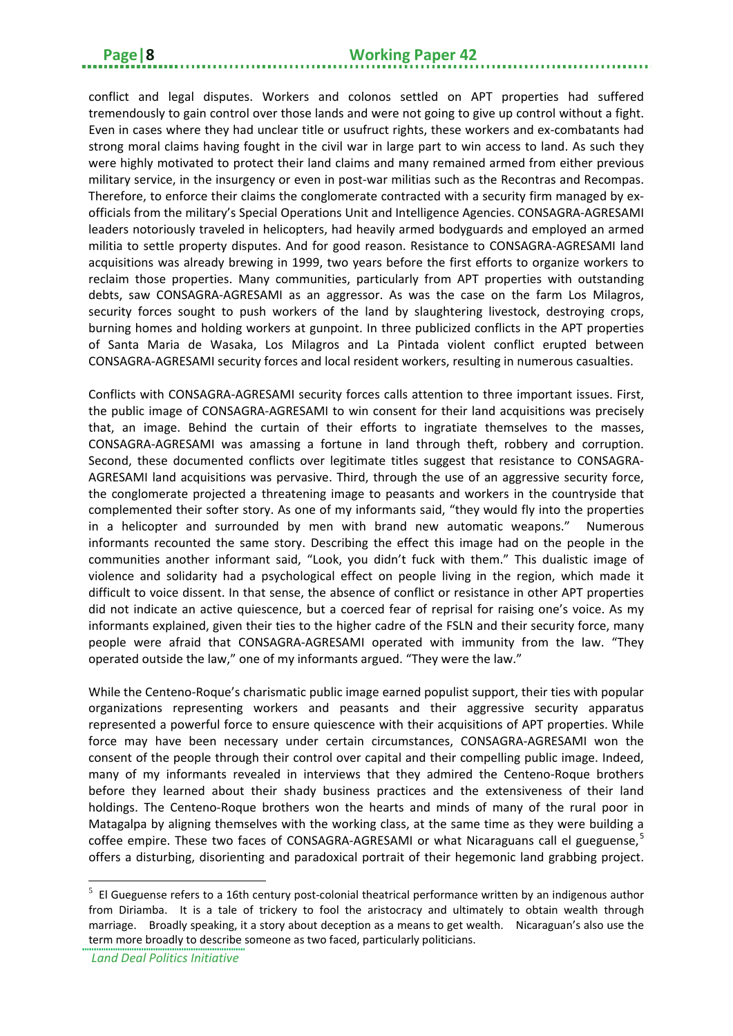conflict and legal disputes. Workers and colonos settled on APT properties had suffered tremendously to gain control over those lands and were not going to give up control without a fight. Even in cases where they had unclear title or usufruct rights, these workers and ex-combatants had strong moral claims having fought in the civil war in large part to win access to land. As such they were highly motivated to protect their land claims and many remained armed from either previous military service, in the insurgency or even in post-war militias such as the Recontras and Recompas. Therefore, to enforce their claims the conglomerate contracted with a security firm managed by ex-officials from the military's Special Operations Unit and Intelligence Agencies. CONSAGRA-AGRESAMI leaders notoriously traveled in helicopters, had heavily armed bodyguards and employed an armed militia to settle property disputes. And for good reason. Resistance to CONSAGRA-AGRESAMI land acquisitions was already brewing in 1999, two years before the first efforts to organize workers to reclaim those properties. Many communities, particularly from APT properties with outstanding debts, saw CONSAGRA-AGRESAMI as an aggressor. As was the case on the farm Los Milagros, security forces sought to push workers of the land by slaughtering livestock, destroying crops, burning homes and holding workers at gunpoint. In three publicized conflicts in the APT properties of Santa Maria de Wasaka, Los Milagros and La Pintada violent conflict erupted between CONSAGRA-AGRESAMI security forces and local resident workers, resulting in numerous casualties.

Conflicts with CONSAGRA-AGRESAMI security forces calls attention to three important issues. First, the public image of CONSAGRA-AGRESAMI to win consent for their land acquisitions was precisely that, an image. Behind the curtain of their efforts to ingratiate themselves to the masses, CONSAGRA-AGRESAMI was amassing a fortune in land through theft, robbery and corruption. Second, these documented conflicts over legitimate titles suggest that resistance to CONSAGRA-AGRESAMI land acquisitions was pervasive. Third, through the use of an aggressive security force, the conglomerate projected a threatening image to peasants and workers in the countryside that complemented their softer story. As one of my informants said, "they would fly into the properties in a helicopter and surrounded by men with brand new automatic weapons." Numerous informants recounted the same story. Describing the effect this image had on the people in the communities another informant said, "Look, you didn't fuck with them." This dualistic image of violence and solidarity had a psychological effect on people living in the region, which made it difficult to voice dissent. In that sense, the absence of conflict or resistance in other APT properties did not indicate an active quiescence, but a coerced fear of reprisal for raising one's voice. As my informants explained, given their ties to the higher cadre of the FSLN and their security force, many people were afraid that CONSAGRA-AGRESAMI operated with immunity from the law. "They operated outside the law," one of my informants argued. "They were the law."

While the Centeno-Roque's charismatic public image earned populist support, their ties with popular organizations representing workers and peasants and their aggressive security apparatus represented a powerful force to ensure quiescence with their acquisitions of APT properties. While force may have been necessary under certain circumstances, CONSAGRA-AGRESAMI won the consent of the people through their control over capital and their compelling public image. Indeed, many of my informants revealed in interviews that they admired the Centeno-Roque brothers before they learned about their shady business practices and the extensiveness of their land holdings. The Centeno-Roque brothers won the hearts and minds of many of the rural poor in Matagalpa by aligning themselves with the working class, at the same time as they were building a coffee empire. These two faces of CONSAGRA-AGRESAMI or what Nicaraguans call el gueguense,[5] offers a disturbing, disorienting and paradoxical portrait of their hegemonic land grabbing project.

[5] El Gueguense refers to a 16th century post-colonial theatrical performance written by an indigenous author from Diriamba. It is a tale of trickery to fool the aristocracy and ultimately to obtain wealth through marriage. Broadly speaking, it a story about deception as a means to get wealth. Nicaraguan's also use the term more broadly to describe someone as two faced, particularly politicians.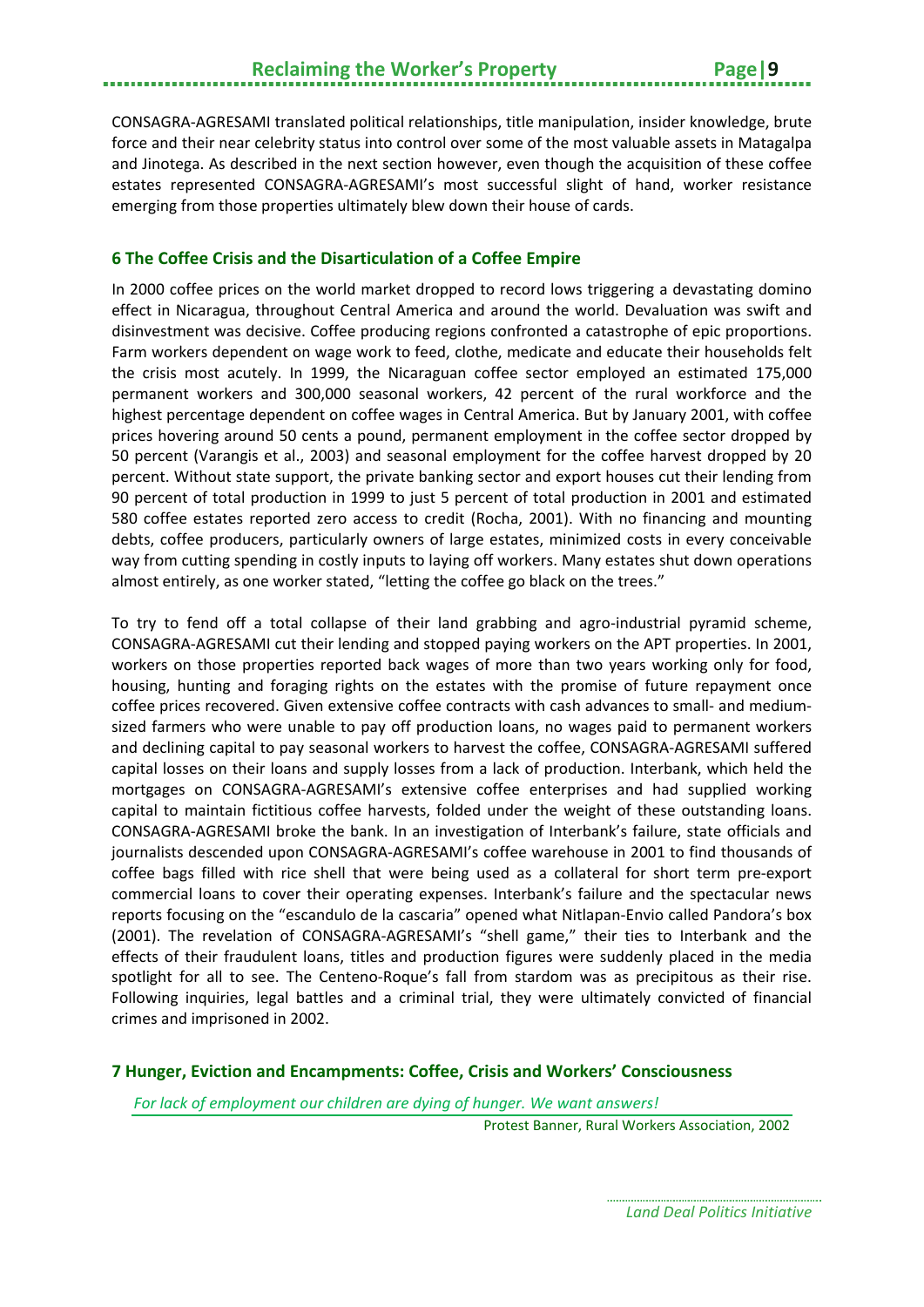CONSAGRA-AGRESAMI translated political relationships, title manipulation, insider knowledge, brute force and their near celebrity status into control over some of the most valuable assets in Matagalpa and Jinotega. As described in the next section however, even though the acquisition of these coffee estates represented CONSAGRA-AGRESAMI's most successful slight of hand, worker resistance emerging from those properties ultimately blew down their house of cards.

## 6 The Coffee Crisis and the Disarticulation of a Coffee Empire

In 2000 coffee prices on the world market dropped to record lows triggering a devastating domino effect in Nicaragua, throughout Central America and around the world. Devaluation was swift and disinvestment was decisive. Coffee producing regions confronted a catastrophe of epic proportions. Farm workers dependent on wage work to feed, clothe, medicate and educate their households felt the crisis most acutely. In 1999, the Nicaraguan coffee sector employed an estimated 175,000 permanent workers and 300,000 seasonal workers, 42 percent of the rural workforce and the highest percentage dependent on coffee wages in Central America. But by January 2001, with coffee prices hovering around 50 cents a pound, permanent employment in the coffee sector dropped by 50 percent (Varangis et al., 2003) and seasonal employment for the coffee harvest dropped by 20 percent. Without state support, the private banking sector and export houses cut their lending from 90 percent of total production in 1999 to just 5 percent of total production in 2001 and estimated 580 coffee estates reported zero access to credit (Rocha, 2001). With no financing and mounting debts, coffee producers, particularly owners of large estates, minimized costs in every conceivable way from cutting spending in costly inputs to laying off workers. Many estates shut down operations almost entirely, as one worker stated, "letting the coffee go black on the trees."

To try to fend off a total collapse of their land grabbing and agro-industrial pyramid scheme, CONSAGRA-AGRESAMI cut their lending and stopped paying workers on the APT properties. In 2001, workers on those properties reported back wages of more than two years working only for food, housing, hunting and foraging rights on the estates with the promise of future repayment once coffee prices recovered. Given extensive coffee contracts with cash advances to small- and medium-sized farmers who were unable to pay off production loans, no wages paid to permanent workers and declining capital to pay seasonal workers to harvest the coffee, CONSAGRA-AGRESAMI suffered capital losses on their loans and supply losses from a lack of production. Interbank, which held the mortgages on CONSAGRA-AGRESAMI's extensive coffee enterprises and had supplied working capital to maintain fictitious coffee harvests, folded under the weight of these outstanding loans. CONSAGRA-AGRESAMI broke the bank. In an investigation of Interbank's failure, state officials and journalists descended upon CONSAGRA-AGRESAMI's coffee warehouse in 2001 to find thousands of coffee bags filled with rice shell that were being used as a collateral for short term pre-export commercial loans to cover their operating expenses. Interbank's failure and the spectacular news reports focusing on the "escandulo de la cascaria" opened what Nitlapan-Envio called Pandora's box (2001). The revelation of CONSAGRA-AGRESAMI's "shell game," their ties to Interbank and the effects of their fraudulent loans, titles and production figures were suddenly placed in the media spotlight for all to see. The Centeno-Roque's fall from stardom was as precipitous as their rise. Following inquiries, legal battles and a criminal trial, they were ultimately convicted of financial crimes and imprisoned in 2002.

## 7 Hunger, Eviction and Encampments: Coffee, Crisis and Workers' Consciousness

*For lack of employment our children are dying of hunger. We want answers!*

Protest Banner, Rural Workers Association, 2002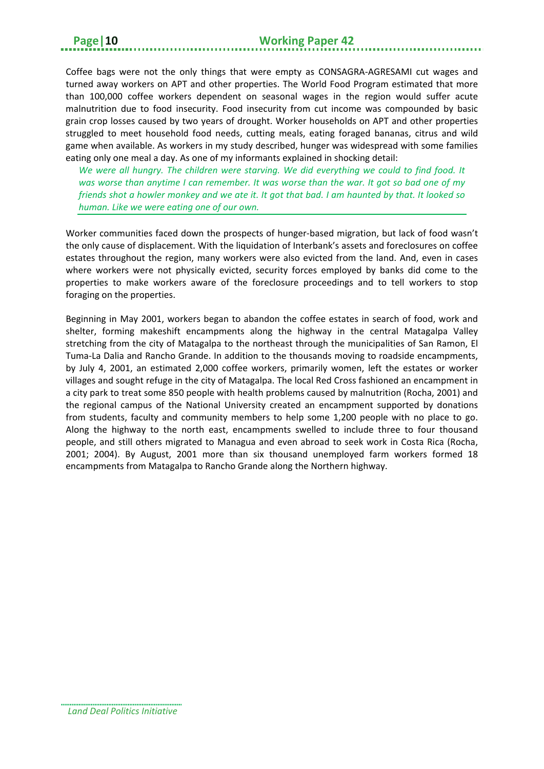Coffee bags were not the only things that were empty as CONSAGRA-AGRESAMI cut wages and turned away workers on APT and other properties. The World Food Program estimated that more than 100,000 coffee workers dependent on seasonal wages in the region would suffer acute malnutrition due to food insecurity. Food insecurity from cut income was compounded by basic grain crop losses caused by two years of drought. Worker households on APT and other properties struggled to meet household food needs, cutting meals, eating foraged bananas, citrus and wild game when available. As workers in my study described, hunger was widespread with some families eating only one meal a day. As one of my informants explained in shocking detail:

> *We were all hungry. The children were starving. We did everything we could to find food. It was worse than anytime I can remember. It was worse than the war. It got so bad one of my friends shot a howler monkey and we ate it. It got that bad. I am haunted by that. It looked so human. Like we were eating one of our own.*

Worker communities faced down the prospects of hunger-based migration, but lack of food wasn't the only cause of displacement. With the liquidation of Interbank's assets and foreclosures on coffee estates throughout the region, many workers were also evicted from the land. And, even in cases where workers were not physically evicted, security forces employed by banks did come to the properties to make workers aware of the foreclosure proceedings and to tell workers to stop foraging on the properties.

Beginning in May 2001, workers began to abandon the coffee estates in search of food, work and shelter, forming makeshift encampments along the highway in the central Matagalpa Valley stretching from the city of Matagalpa to the northeast through the municipalities of San Ramon, El Tuma-La Dalia and Rancho Grande. In addition to the thousands moving to roadside encampments, by July 4, 2001, an estimated 2,000 coffee workers, primarily women, left the estates or worker villages and sought refuge in the city of Matagalpa. The local Red Cross fashioned an encampment in a city park to treat some 850 people with health problems caused by malnutrition (Rocha, 2001) and the regional campus of the National University created an encampment supported by donations from students, faculty and community members to help some 1,200 people with no place to go. Along the highway to the north east, encampments swelled to include three to four thousand people, and still others migrated to Managua and even abroad to seek work in Costa Rica (Rocha, 2001; 2004). By August, 2001 more than six thousand unemployed farm workers formed 18 encampments from Matagalpa to Rancho Grande along the Northern highway.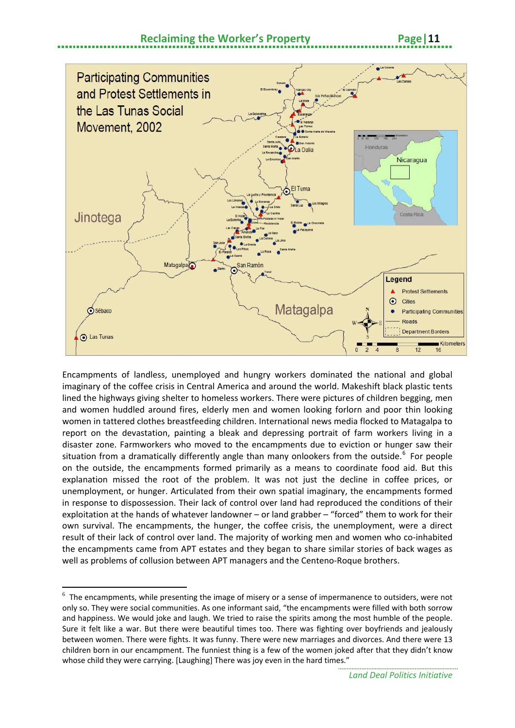Participating Communities and Protest Settlements in the Las Tunas Social Movement, 2002

Encampments of landless, unemployed and hungry workers dominated the national and global imaginary of the coffee crisis in Central America and around the world. Makeshift black plastic tents lined the highways giving shelter to homeless workers. There were pictures of children begging, men and women huddled around fires, elderly men and women looking forlorn and poor thin looking women in tattered clothes breastfeeding children. International news media flocked to Matagalpa to report on the devastation, painting a bleak and depressing portrait of farm workers living in a disaster zone. Farmworkers who moved to the encampments due to eviction or hunger saw their situation from a dramatically differently angle than many onlookers from the outside.[6] For people on the outside, the encampments formed primarily as a means to coordinate food aid. But this explanation missed the root of the problem. It was not just the decline in coffee prices, or unemployment, or hunger. Articulated from their own spatial imaginary, the encampments formed in response to dispossession. Their lack of control over land had reproduced the conditions of their exploitation at the hands of whatever landowner – or land grabber – "forced" them to work for their own survival. The encampments, the hunger, the coffee crisis, the unemployment, were a direct result of their lack of control over land. The majority of working men and women who co-inhabited the encampments came from APT estates and they began to share similar stories of back wages as well as problems of collusion between APT managers and the Centeno-Roque brothers.

[6] The encampments, while presenting the image of misery or a sense of impermanence to outsiders, were not only so. They were social communities. As one informant said, "the encampments were filled with both sorrow and happiness. We would joke and laugh. We tried to raise the spirits among the most humble of the people. Sure it felt like a war. But there were beautiful times too. There was fighting over boyfriends and jealously between women. There were fights. It was funny. There were new marriages and divorces. And there were 13 children born in our encampment. The funniest thing is a few of the women joked after that they didn't know whose child they were carrying. [Laughing] There was joy even in the hard times."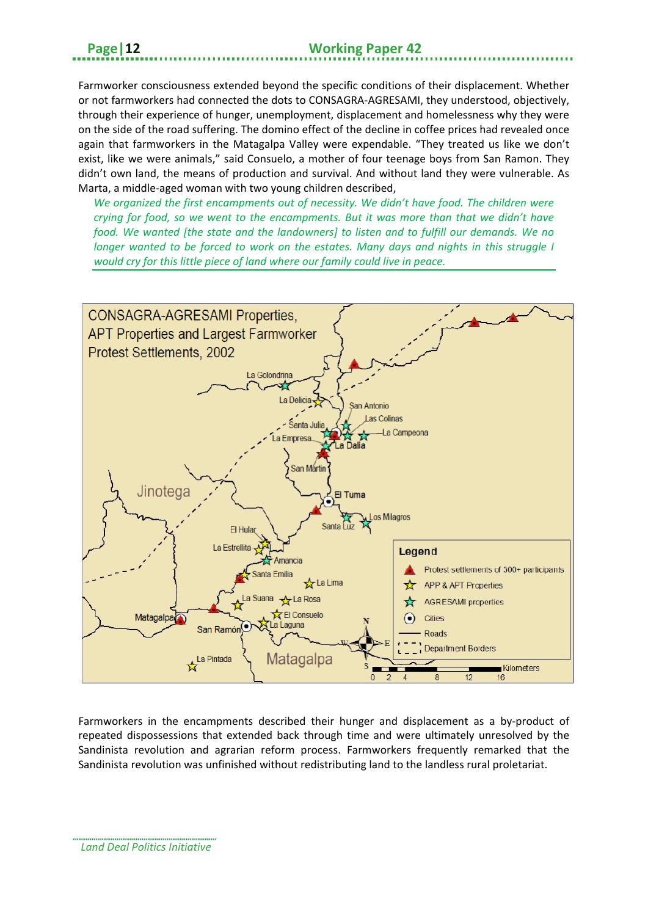Farmworker consciousness extended beyond the specific conditions of their displacement. Whether or not farmworkers had connected the dots to CONSAGRA-AGRESAMI, they understood, objectively, through their experience of hunger, unemployment, displacement and homelessness why they were on the side of the road suffering. The domino effect of the decline in coffee prices had revealed once again that farmworkers in the Matagalpa Valley were expendable. "They treated us like we don't exist, like we were animals," said Consuelo, a mother of four teenage boys from San Ramon. They didn't own land, the means of production and survival. And without land they were vulnerable. As Marta, a middle-aged woman with two young children described,

> *We organized the first encampments out of necessity. We didn't have food. The children were crying for food, so we went to the encampments. But it was more than that we didn't have food. We wanted [the state and the landowners] to listen and to fulfill our demands. We no longer wanted to be forced to work on the estates. Many days and nights in this struggle I would cry for this little piece of land where our family could live in peace.*

Farmworkers in the encampments described their hunger and displacement as a by-product of repeated dispossessions that extended back through time and were ultimately unresolved by the Sandinista revolution and agrarian reform process. Farmworkers frequently remarked that the Sandinista revolution was unfinished without redistributing land to the landless rural proletariat.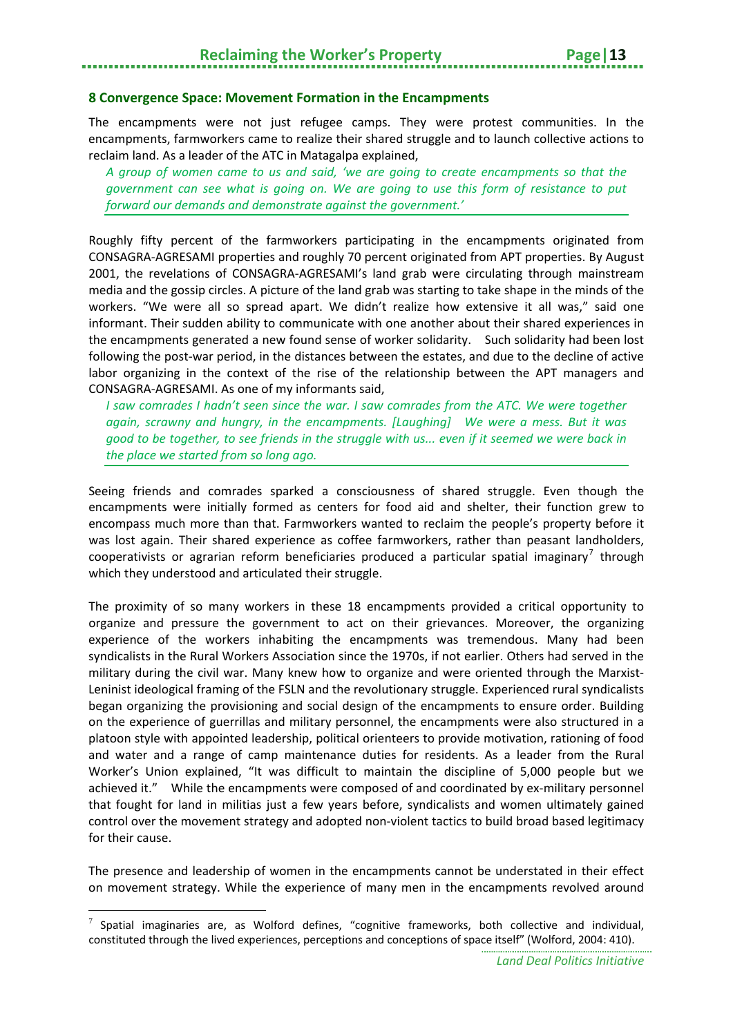## 8 Convergence Space: Movement Formation in the Encampments

The encampments were not just refugee camps. They were protest communities. In the encampments, farmworkers came to realize their shared struggle and to launch collective actions to reclaim land. As a leader of the ATC in Matagalpa explained,

> *A group of women came to us and said, 'we are going to create encampments so that the government can see what is going on. We are going to use this form of resistance to put forward our demands and demonstrate against the government.'*

Roughly fifty percent of the farmworkers participating in the encampments originated from CONSAGRA-AGRESAMI properties and roughly 70 percent originated from APT properties. By August 2001, the revelations of CONSAGRA-AGRESAMI's land grab were circulating through mainstream media and the gossip circles. A picture of the land grab was starting to take shape in the minds of the workers. "We were all so spread apart. We didn't realize how extensive it all was," said one informant. Their sudden ability to communicate with one another about their shared experiences in the encampments generated a new found sense of worker solidarity. Such solidarity had been lost following the post-war period, in the distances between the estates, and due to the decline of active labor organizing in the context of the rise of the relationship between the APT managers and CONSAGRA-AGRESAMI. As one of my informants said,

> *I saw comrades I hadn't seen since the war. I saw comrades from the ATC. We were together again, scrawny and hungry, in the encampments. [Laughing] We were a mess. But it was good to be together, to see friends in the struggle with us... even if it seemed we were back in the place we started from so long ago.*

Seeing friends and comrades sparked a consciousness of shared struggle. Even though the encampments were initially formed as centers for food aid and shelter, their function grew to encompass much more than that. Farmworkers wanted to reclaim the people's property before it was lost again. Their shared experience as coffee farmworkers, rather than peasant landholders, cooperativists or agrarian reform beneficiaries produced a particular spatial imaginary[7] through which they understood and articulated their struggle.

The proximity of so many workers in these 18 encampments provided a critical opportunity to organize and pressure the government to act on their grievances. Moreover, the organizing experience of the workers inhabiting the encampments was tremendous. Many had been syndicalists in the Rural Workers Association since the 1970s, if not earlier. Others had served in the military during the civil war. Many knew how to organize and were oriented through the Marxist-Leninist ideological framing of the FSLN and the revolutionary struggle. Experienced rural syndicalists began organizing the provisioning and social design of the encampments to ensure order. Building on the experience of guerrillas and military personnel, the encampments were also structured in a platoon style with appointed leadership, political orienteers to provide motivation, rationing of food and water and a range of camp maintenance duties for residents. As a leader from the Rural Worker's Union explained, "It was difficult to maintain the discipline of 5,000 people but we achieved it." While the encampments were composed of and coordinated by ex-military personnel that fought for land in militias just a few years before, syndicalists and women ultimately gained control over the movement strategy and adopted non-violent tactics to build broad based legitimacy for their cause.

The presence and leadership of women in the encampments cannot be understated in their effect on movement strategy. While the experience of many men in the encampments revolved around

[7] Spatial imaginaries are, as Wolford defines, "cognitive frameworks, both collective and individual, constituted through the lived experiences, perceptions and conceptions of space itself" (Wolford, 2004: 410).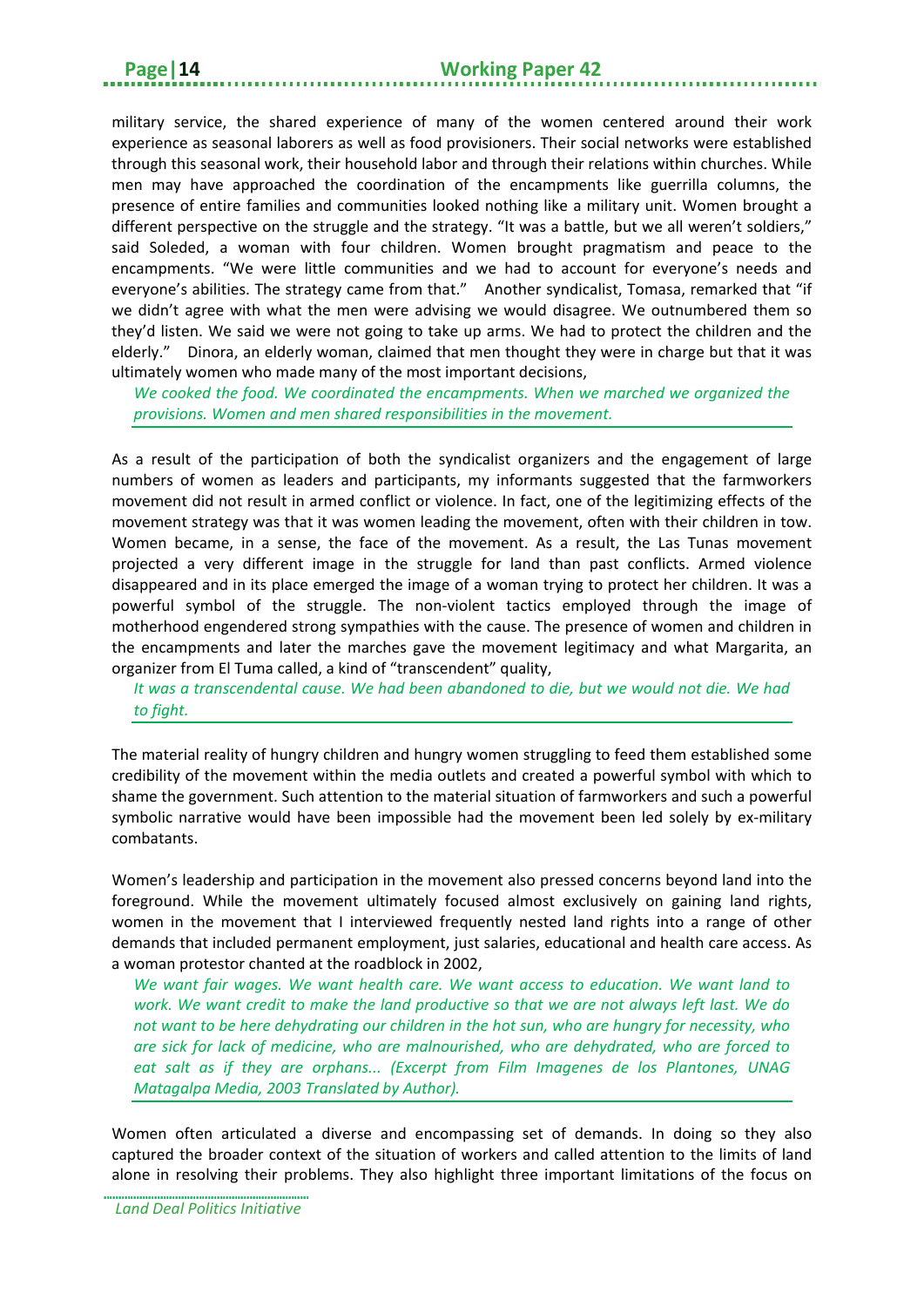military service, the shared experience of many of the women centered around their work experience as seasonal laborers as well as food provisioners. Their social networks were established through this seasonal work, their household labor and through their relations within churches. While men may have approached the coordination of the encampments like guerrilla columns, the presence of entire families and communities looked nothing like a military unit. Women brought a different perspective on the struggle and the strategy. "It was a battle, but we all weren't soldiers," said Soleded, a woman with four children. Women brought pragmatism and peace to the encampments. "We were little communities and we had to account for everyone's needs and everyone's abilities. The strategy came from that." Another syndicalist, Tomasa, remarked that "if we didn't agree with what the men were advising we would disagree. We outnumbered them so they'd listen. We said we were not going to take up arms. We had to protect the children and the elderly." Dinora, an elderly woman, claimed that men thought they were in charge but that it was ultimately women who made many of the most important decisions,

> *We cooked the food. We coordinated the encampments. When we marched we organized the provisions. Women and men shared responsibilities in the movement.*

As a result of the participation of both the syndicalist organizers and the engagement of large numbers of women as leaders and participants, my informants suggested that the farmworkers movement did not result in armed conflict or violence. In fact, one of the legitimizing effects of the movement strategy was that it was women leading the movement, often with their children in tow. Women became, in a sense, the face of the movement. As a result, the Las Tunas movement projected a very different image in the struggle for land than past conflicts. Armed violence disappeared and in its place emerged the image of a woman trying to protect her children. It was a powerful symbol of the struggle. The non-violent tactics employed through the image of motherhood engendered strong sympathies with the cause. The presence of women and children in the encampments and later the marches gave the movement legitimacy and what Margarita, an organizer from El Tuma called, a kind of "transcendent" quality,

> *It was a transcendental cause. We had been abandoned to die, but we would not die. We had to fight.*

The material reality of hungry children and hungry women struggling to feed them established some credibility of the movement within the media outlets and created a powerful symbol with which to shame the government. Such attention to the material situation of farmworkers and such a powerful symbolic narrative would have been impossible had the movement been led solely by ex-military combatants.

Women's leadership and participation in the movement also pressed concerns beyond land into the foreground. While the movement ultimately focused almost exclusively on gaining land rights, women in the movement that I interviewed frequently nested land rights into a range of other demands that included permanent employment, just salaries, educational and health care access. As a woman protestor chanted at the roadblock in 2002,

> *We want fair wages. We want health care. We want access to education. We want land to work. We want credit to make the land productive so that we are not always left last. We do not want to be here dehydrating our children in the hot sun, who are hungry for necessity, who are sick for lack of medicine, who are malnourished, who are dehydrated, who are forced to eat salt as if they are orphans... (Excerpt from Film Imagenes de los Plantones, UNAG Matagalpa Media, 2003 Translated by Author).*

Women often articulated a diverse and encompassing set of demands. In doing so they also captured the broader context of the situation of workers and called attention to the limits of land alone in resolving their problems. They also highlight three important limitations of the focus on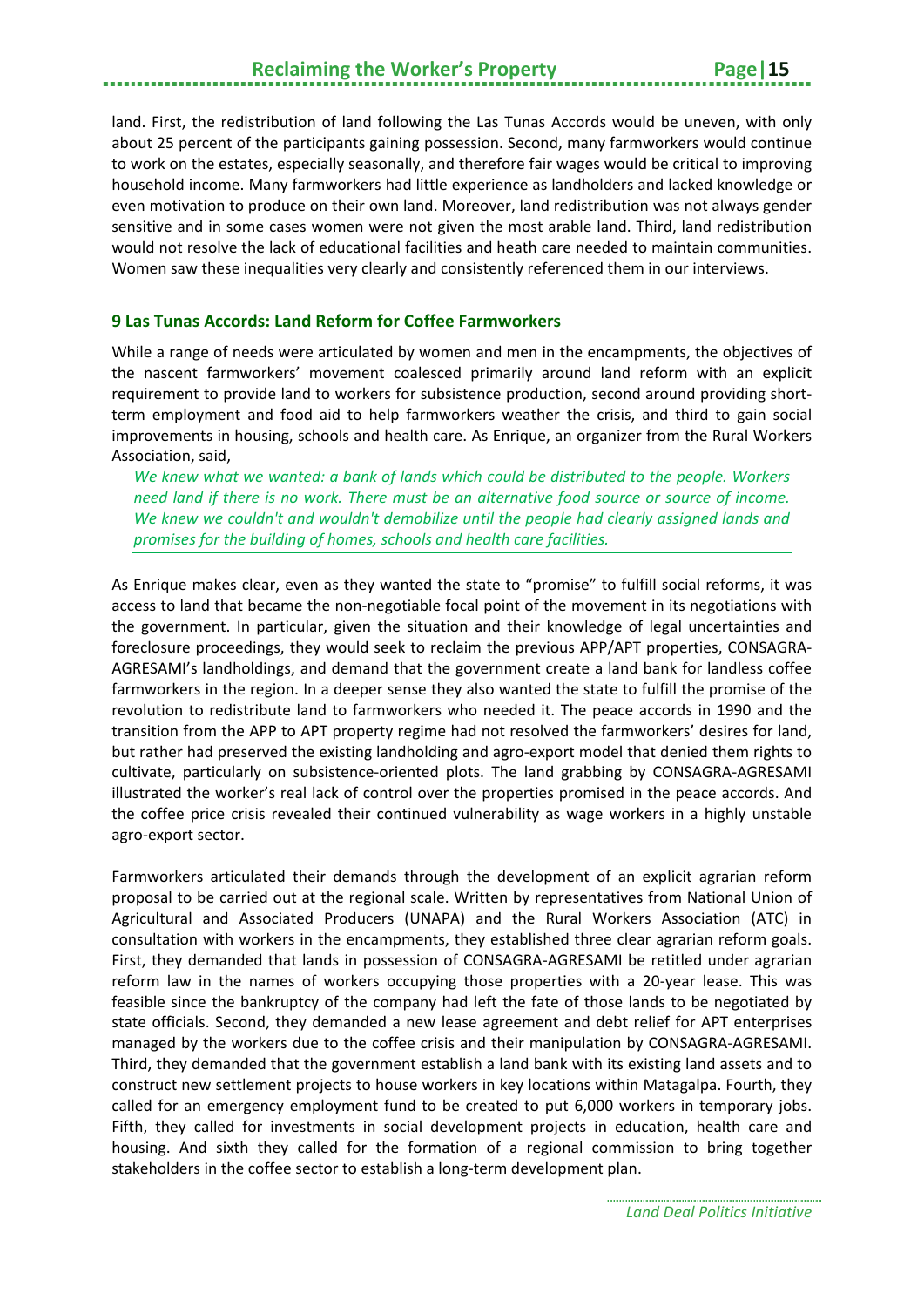land. First, the redistribution of land following the Las Tunas Accords would be uneven, with only about 25 percent of the participants gaining possession. Second, many farmworkers would continue to work on the estates, especially seasonally, and therefore fair wages would be critical to improving household income. Many farmworkers had little experience as landholders and lacked knowledge or even motivation to produce on their own land. Moreover, land redistribution was not always gender sensitive and in some cases women were not given the most arable land. Third, land redistribution would not resolve the lack of educational facilities and heath care needed to maintain communities. Women saw these inequalities very clearly and consistently referenced them in our interviews.

## 9 Las Tunas Accords: Land Reform for Coffee Farmworkers

While a range of needs were articulated by women and men in the encampments, the objectives of the nascent farmworkers' movement coalesced primarily around land reform with an explicit requirement to provide land to workers for subsistence production, second around providing short-term employment and food aid to help farmworkers weather the crisis, and third to gain social improvements in housing, schools and health care. As Enrique, an organizer from the Rural Workers Association, said,

> *We knew what we wanted: a bank of lands which could be distributed to the people. Workers need land if there is no work. There must be an alternative food source or source of income. We knew we couldn't and wouldn't demobilize until the people had clearly assigned lands and promises for the building of homes, schools and health care facilities.*

As Enrique makes clear, even as they wanted the state to "promise" to fulfill social reforms, it was access to land that became the non-negotiable focal point of the movement in its negotiations with the government. In particular, given the situation and their knowledge of legal uncertainties and foreclosure proceedings, they would seek to reclaim the previous APP/APT properties, CONSAGRA-AGRESAMI's landholdings, and demand that the government create a land bank for landless coffee farmworkers in the region. In a deeper sense they also wanted the state to fulfill the promise of the revolution to redistribute land to farmworkers who needed it. The peace accords in 1990 and the transition from the APP to APT property regime had not resolved the farmworkers' desires for land, but rather had preserved the existing landholding and agro-export model that denied them rights to cultivate, particularly on subsistence-oriented plots. The land grabbing by CONSAGRA-AGRESAMI illustrated the worker's real lack of control over the properties promised in the peace accords. And the coffee price crisis revealed their continued vulnerability as wage workers in a highly unstable agro-export sector.

Farmworkers articulated their demands through the development of an explicit agrarian reform proposal to be carried out at the regional scale. Written by representatives from National Union of Agricultural and Associated Producers (UNAPA) and the Rural Workers Association (ATC) in consultation with workers in the encampments, they established three clear agrarian reform goals. First, they demanded that lands in possession of CONSAGRA-AGRESAMI be retitled under agrarian reform law in the names of workers occupying those properties with a 20-year lease. This was feasible since the bankruptcy of the company had left the fate of those lands to be negotiated by state officials. Second, they demanded a new lease agreement and debt relief for APT enterprises managed by the workers due to the coffee crisis and their manipulation by CONSAGRA-AGRESAMI. Third, they demanded that the government establish a land bank with its existing land assets and to construct new settlement projects to house workers in key locations within Matagalpa. Fourth, they called for an emergency employment fund to be created to put 6,000 workers in temporary jobs. Fifth, they called for investments in social development projects in education, health care and housing. And sixth they called for the formation of a regional commission to bring together stakeholders in the coffee sector to establish a long-term development plan.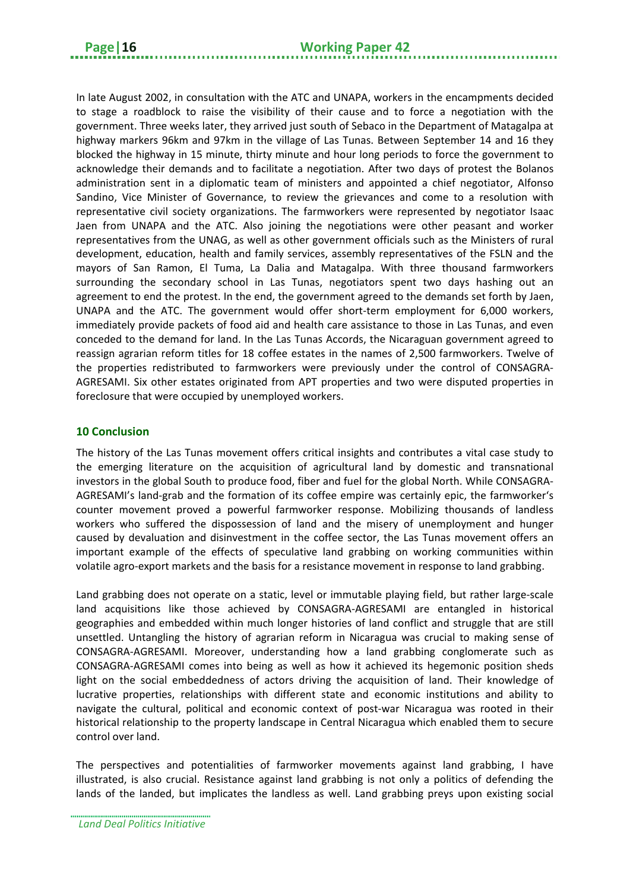In late August 2002, in consultation with the ATC and UNAPA, workers in the encampments decided to stage a roadblock to raise the visibility of their cause and to force a negotiation with the government. Three weeks later, they arrived just south of Sebaco in the Department of Matagalpa at highway markers 96km and 97km in the village of Las Tunas. Between September 14 and 16 they blocked the highway in 15 minute, thirty minute and hour long periods to force the government to acknowledge their demands and to facilitate a negotiation. After two days of protest the Bolanos administration sent in a diplomatic team of ministers and appointed a chief negotiator, Alfonso Sandino, Vice Minister of Governance, to review the grievances and come to a resolution with representative civil society organizations. The farmworkers were represented by negotiator Isaac Jaen from UNAPA and the ATC. Also joining the negotiations were other peasant and worker representatives from the UNAG, as well as other government officials such as the Ministers of rural development, education, health and family services, assembly representatives of the FSLN and the mayors of San Ramon, El Tuma, La Dalia and Matagalpa. With three thousand farmworkers surrounding the secondary school in Las Tunas, negotiators spent two days hashing out an agreement to end the protest. In the end, the government agreed to the demands set forth by Jaen, UNAPA and the ATC. The government would offer short-term employment for 6,000 workers, immediately provide packets of food aid and health care assistance to those in Las Tunas, and even conceded to the demand for land. In the Las Tunas Accords, the Nicaraguan government agreed to reassign agrarian reform titles for 18 coffee estates in the names of 2,500 farmworkers. Twelve of the properties redistributed to farmworkers were previously under the control of CONSAGRA-AGRESAMI. Six other estates originated from APT properties and two were disputed properties in foreclosure that were occupied by unemployed workers.

## 10 Conclusion

The history of the Las Tunas movement offers critical insights and contributes a vital case study to the emerging literature on the acquisition of agricultural land by domestic and transnational investors in the global South to produce food, fiber and fuel for the global North. While CONSAGRA-AGRESAMI's land-grab and the formation of its coffee empire was certainly epic, the farmworker's counter movement proved a powerful farmworker response. Mobilizing thousands of landless workers who suffered the dispossession of land and the misery of unemployment and hunger caused by devaluation and disinvestment in the coffee sector, the Las Tunas movement offers an important example of the effects of speculative land grabbing on working communities within volatile agro-export markets and the basis for a resistance movement in response to land grabbing.

Land grabbing does not operate on a static, level or immutable playing field, but rather large-scale land acquisitions like those achieved by CONSAGRA-AGRESAMI are entangled in historical geographies and embedded within much longer histories of land conflict and struggle that are still unsettled. Untangling the history of agrarian reform in Nicaragua was crucial to making sense of CONSAGRA-AGRESAMI. Moreover, understanding how a land grabbing conglomerate such as CONSAGRA-AGRESAMI comes into being as well as how it achieved its hegemonic position sheds light on the social embeddedness of actors driving the acquisition of land. Their knowledge of lucrative properties, relationships with different state and economic institutions and ability to navigate the cultural, political and economic context of post-war Nicaragua was rooted in their historical relationship to the property landscape in Central Nicaragua which enabled them to secure control over land.

The perspectives and potentialities of farmworker movements against land grabbing, I have illustrated, is also crucial. Resistance against land grabbing is not only a politics of defending the lands of the landed, but implicates the landless as well. Land grabbing preys upon existing social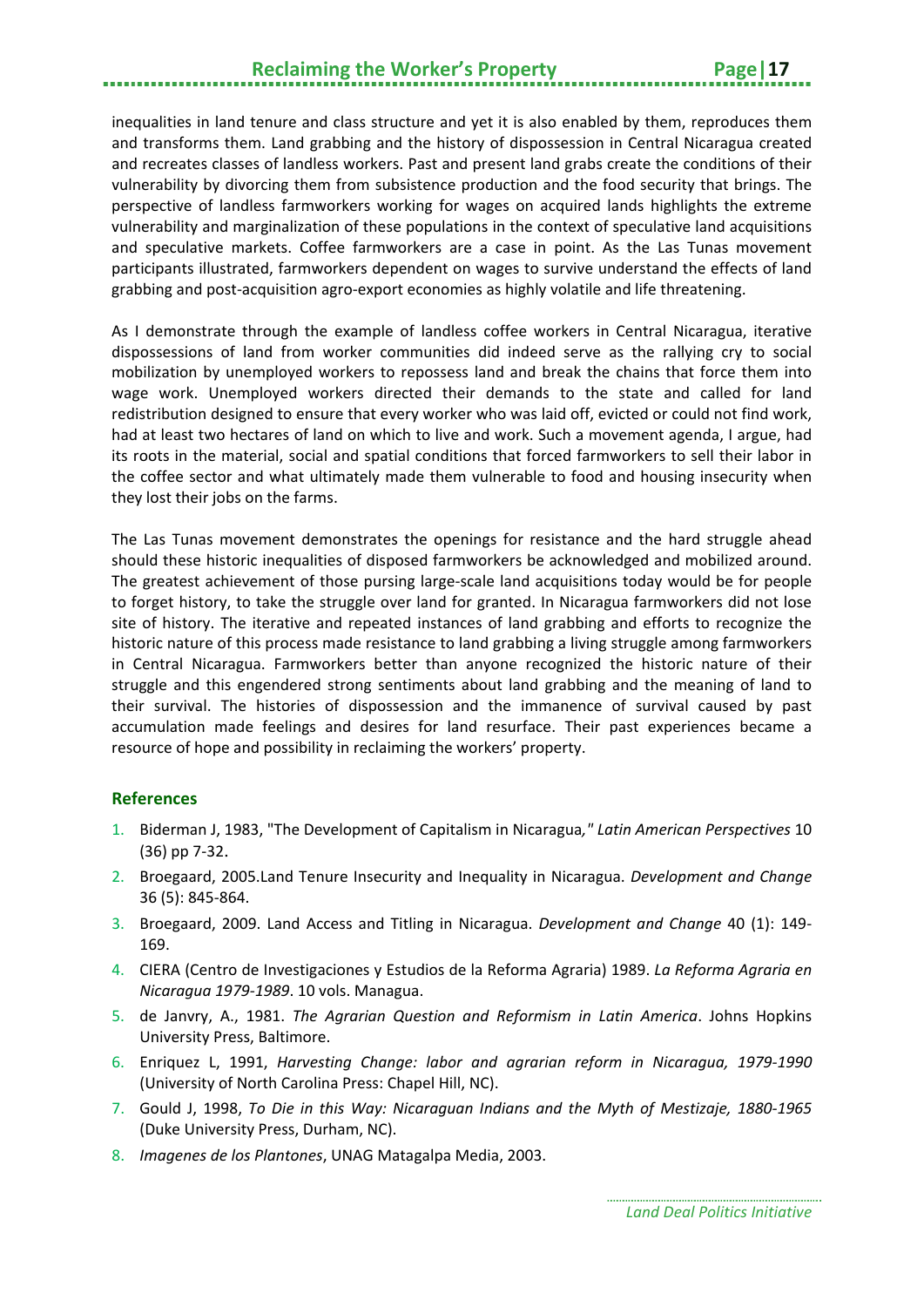inequalities in land tenure and class structure and yet it is also enabled by them, reproduces them and transforms them. Land grabbing and the history of dispossession in Central Nicaragua created and recreates classes of landless workers. Past and present land grabs create the conditions of their vulnerability by divorcing them from subsistence production and the food security that brings. The perspective of landless farmworkers working for wages on acquired lands highlights the extreme vulnerability and marginalization of these populations in the context of speculative land acquisitions and speculative markets. Coffee farmworkers are a case in point. As the Las Tunas movement participants illustrated, farmworkers dependent on wages to survive understand the effects of land grabbing and post-acquisition agro-export economies as highly volatile and life threatening.

As I demonstrate through the example of landless coffee workers in Central Nicaragua, iterative dispossessions of land from worker communities did indeed serve as the rallying cry to social mobilization by unemployed workers to repossess land and break the chains that force them into wage work. Unemployed workers directed their demands to the state and called for land redistribution designed to ensure that every worker who was laid off, evicted or could not find work, had at least two hectares of land on which to live and work. Such a movement agenda, I argue, had its roots in the material, social and spatial conditions that forced farmworkers to sell their labor in the coffee sector and what ultimately made them vulnerable to food and housing insecurity when they lost their jobs on the farms.

The Las Tunas movement demonstrates the openings for resistance and the hard struggle ahead should these historic inequalities of disposed farmworkers be acknowledged and mobilized around. The greatest achievement of those pursing large-scale land acquisitions today would be for people to forget history, to take the struggle over land for granted. In Nicaragua farmworkers did not lose site of history. The iterative and repeated instances of land grabbing and efforts to recognize the historic nature of this process made resistance to land grabbing a living struggle among farmworkers in Central Nicaragua. Farmworkers better than anyone recognized the historic nature of their struggle and this engendered strong sentiments about land grabbing and the meaning of land to their survival. The histories of dispossession and the immanence of survival caused by past accumulation made feelings and desires for land resurface. Their past experiences became a resource of hope and possibility in reclaiming the workers' property.

## References

1. Biderman J, 1983, "The Development of Capitalism in Nicaragua*," Latin American Perspectives* 10 (36) pp 7-32.
2. Broegaard, 2005.Land Tenure Insecurity and Inequality in Nicaragua. *Development and Change* 36 (5): 845-864.
3. Broegaard, 2009. Land Access and Titling in Nicaragua. *Development and Change* 40 (1): 149-169.
4. CIERA (Centro de Investigaciones y Estudios de la Reforma Agraria) 1989. *La Reforma Agraria en Nicaragua 1979-1989*. 10 vols. Managua.
5. de Janvry, A., 1981. *The Agrarian Question and Reformism in Latin America*. Johns Hopkins University Press, Baltimore.
6. Enriquez L, 1991, *Harvesting Change: labor and agrarian reform in Nicaragua, 1979-1990* (University of North Carolina Press: Chapel Hill, NC).
7. Gould J, 1998, *To Die in this Way: Nicaraguan Indians and the Myth of Mestizaje, 1880-1965* (Duke University Press, Durham, NC).
8. *Imagenes de los Plantones*, UNAG Matagalpa Media, 2003.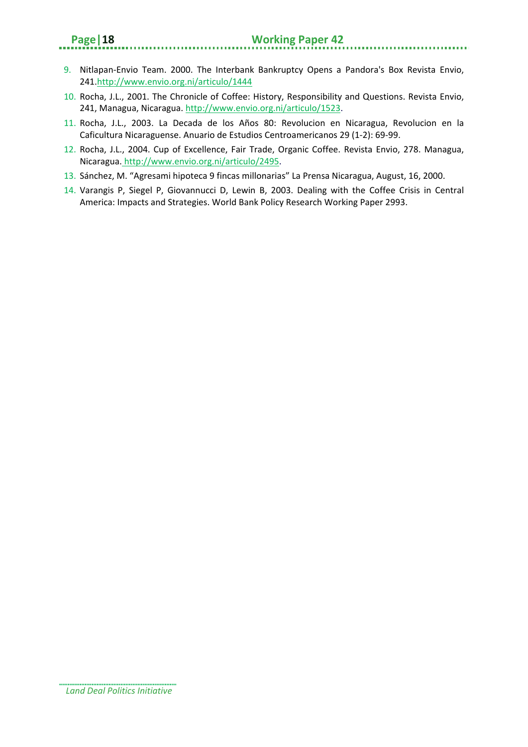9. Nitlapan-Envio Team. 2000. The Interbank Bankruptcy Opens a Pandora's Box Revista Envio, 241.http://www.envio.org.ni/articulo/1444
10. Rocha, J.L., 2001. The Chronicle of Coffee: History, Responsibility and Questions. Revista Envio, 241, Managua, Nicaragua. http://www.envio.org.ni/articulo/1523.
11. Rocha, J.L., 2003. La Decada de los Años 80: Revolucion en Nicaragua, Revolucion en la Caficultura Nicaraguense. Anuario de Estudios Centroamericanos 29 (1-2): 69-99.
12. Rocha, J.L., 2004. Cup of Excellence, Fair Trade, Organic Coffee. Revista Envio, 278. Managua, Nicaragua. http://www.envio.org.ni/articulo/2495.
13. Sánchez, M. “Agresami hipoteca 9 fincas millonarias” La Prensa Nicaragua, August, 16, 2000.
14. Varangis P, Siegel P, Giovannucci D, Lewin B, 2003. Dealing with the Coffee Crisis in Central America: Impacts and Strategies. World Bank Policy Research Working Paper 2993.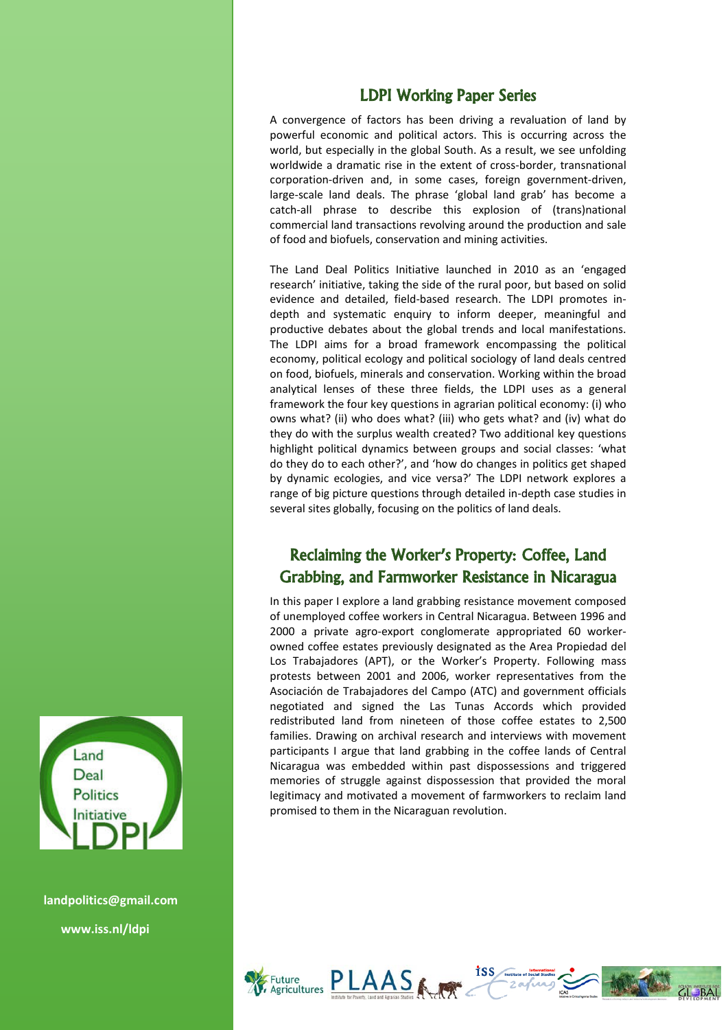## LDPI Working Paper Series

A convergence of factors has been driving a revaluation of land by powerful economic and political actors. This is occurring across the world, but especially in the global South. As a result, we see unfolding worldwide a dramatic rise in the extent of cross-border, transnational corporation-driven and, in some cases, foreign government-driven, large-scale land deals. The phrase 'global land grab' has become a catch-all phrase to describe this explosion of (trans)national commercial land transactions revolving around the production and sale of food and biofuels, conservation and mining activities.

The Land Deal Politics Initiative launched in 2010 as an 'engaged research' initiative, taking the side of the rural poor, but based on solid evidence and detailed, field-based research. The LDPI promotes in-depth and systematic enquiry to inform deeper, meaningful and productive debates about the global trends and local manifestations. The LDPI aims for a broad framework encompassing the political economy, political ecology and political sociology of land deals centred on food, biofuels, minerals and conservation. Working within the broad analytical lenses of these three fields, the LDPI uses as a general framework the four key questions in agrarian political economy: (i) who owns what? (ii) who does what? (iii) who gets what? and (iv) what do they do with the surplus wealth created? Two additional key questions highlight political dynamics between groups and social classes: 'what do they do to each other?', and 'how do changes in politics get shaped by dynamic ecologies, and vice versa?' The LDPI network explores a range of big picture questions through detailed in-depth case studies in several sites globally, focusing on the politics of land deals.

## Reclaiming the Worker's Property: Coffee, Land Grabbing, and Farmworker Resistance in Nicaragua

In this paper I explore a land grabbing resistance movement composed of unemployed coffee workers in Central Nicaragua. Between 1996 and 2000 a private agro-export conglomerate appropriated 60 worker-owned coffee estates previously designated as the Area Propiedad del Los Trabajadores (APT), or the Worker's Property. Following mass protests between 2001 and 2006, worker representatives from the Asociación de Trabajadores del Campo (ATC) and government officials negotiated and signed the Las Tunas Accords which provided redistributed land from nineteen of those coffee estates to 2,500 families. Drawing on archival research and interviews with movement participants I argue that land grabbing in the coffee lands of Central Nicaragua was embedded within past dispossessions and triggered memories of struggle against dispossession that provided the moral legitimacy and motivated a movement of farmworkers to reclaim land promised to them in the Nicaraguan revolution.

Land Deal Politics Initiative LDPI

landpolitics@gmail.com

www.iss.nl/ldpi